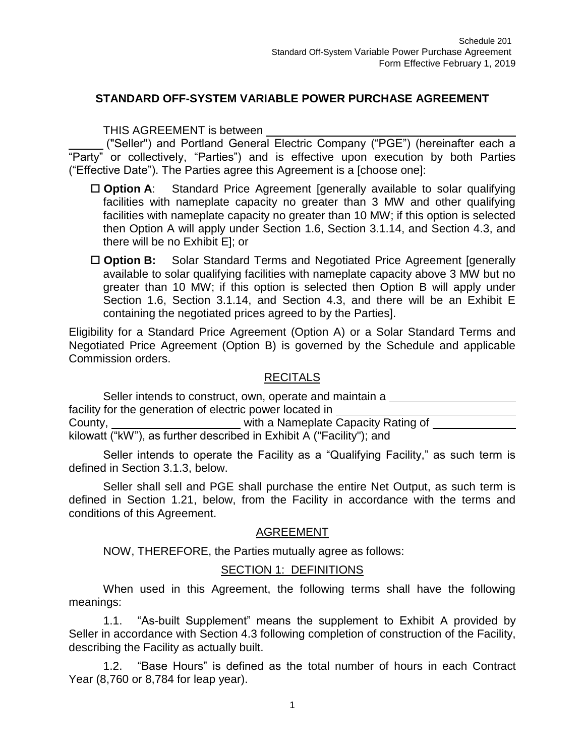Schedule 201
Standard Off-System Variable Power Purchase Agreement
Form Effective February 1, 2019

## STANDARD OFF-SYSTEM VARIABLE POWER PURCHASE AGREEMENT

THIS AGREEMENT is between ______________________________________ ("Seller") and Portland General Electric Company ("PGE") (hereinafter each a "Party" or collectively, "Parties") and is effective upon execution by both Parties ("Effective Date"). The Parties agree this Agreement is a [choose one]:

- ☐ **Option A**: Standard Price Agreement [generally available to solar qualifying facilities with nameplate capacity no greater than 3 MW and other qualifying facilities with nameplate capacity no greater than 10 MW; if this option is selected then Option A will apply under Section 1.6, Section 3.1.14, and Section 4.3, and there will be no Exhibit E]; or
- ☐ **Option B:** Solar Standard Terms and Negotiated Price Agreement [generally available to solar qualifying facilities with nameplate capacity above 3 MW but no greater than 10 MW; if this option is selected then Option B will apply under Section 1.6, Section 3.1.14, and Section 4.3, and there will be an Exhibit E containing the negotiated prices agreed to by the Parties].

Eligibility for a Standard Price Agreement (Option A) or a Solar Standard Terms and Negotiated Price Agreement (Option B) is governed by the Schedule and applicable Commission orders.

### RECITALS

Seller intends to construct, own, operate and maintain a ____________________ facility for the generation of electric power located in ____________________ County, ____________________ with a Nameplate Capacity Rating of ____________ kilowatt ("kW"), as further described in Exhibit A ("Facility"); and

Seller intends to operate the Facility as a "Qualifying Facility," as such term is defined in Section 3.1.3, below.

Seller shall sell and PGE shall purchase the entire Net Output, as such term is defined in Section 1.21, below, from the Facility in accordance with the terms and conditions of this Agreement.

### AGREEMENT

NOW, THEREFORE, the Parties mutually agree as follows:

### SECTION 1: DEFINITIONS

When used in this Agreement, the following terms shall have the following meanings:

1.1. "As-built Supplement" means the supplement to Exhibit A provided by Seller in accordance with Section 4.3 following completion of construction of the Facility, describing the Facility as actually built.

1.2. "Base Hours" is defined as the total number of hours in each Contract Year (8,760 or 8,784 for leap year).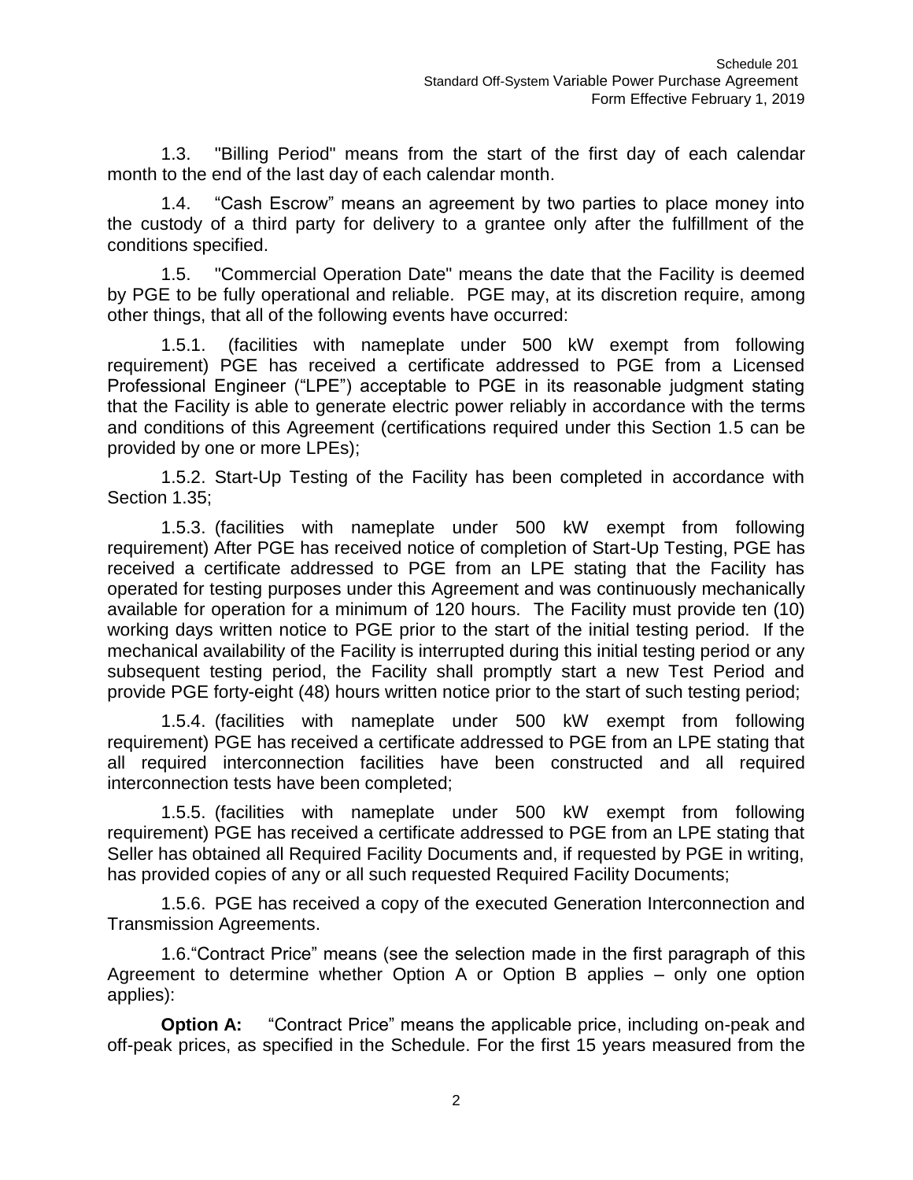1.3. "Billing Period" means from the start of the first day of each calendar month to the end of the last day of each calendar month.

1.4. "Cash Escrow" means an agreement by two parties to place money into the custody of a third party for delivery to a grantee only after the fulfillment of the conditions specified.

1.5. "Commercial Operation Date" means the date that the Facility is deemed by PGE to be fully operational and reliable. PGE may, at its discretion require, among other things, that all of the following events have occurred:

1.5.1. (facilities with nameplate under 500 kW exempt from following requirement) PGE has received a certificate addressed to PGE from a Licensed Professional Engineer ("LPE") acceptable to PGE in its reasonable judgment stating that the Facility is able to generate electric power reliably in accordance with the terms and conditions of this Agreement (certifications required under this Section 1.5 can be provided by one or more LPEs);

1.5.2. Start-Up Testing of the Facility has been completed in accordance with Section 1.35;

1.5.3. (facilities with nameplate under 500 kW exempt from following requirement) After PGE has received notice of completion of Start-Up Testing, PGE has received a certificate addressed to PGE from an LPE stating that the Facility has operated for testing purposes under this Agreement and was continuously mechanically available for operation for a minimum of 120 hours. The Facility must provide ten (10) working days written notice to PGE prior to the start of the initial testing period. If the mechanical availability of the Facility is interrupted during this initial testing period or any subsequent testing period, the Facility shall promptly start a new Test Period and provide PGE forty-eight (48) hours written notice prior to the start of such testing period;

1.5.4. (facilities with nameplate under 500 kW exempt from following requirement) PGE has received a certificate addressed to PGE from an LPE stating that all required interconnection facilities have been constructed and all required interconnection tests have been completed;

1.5.5. (facilities with nameplate under 500 kW exempt from following requirement) PGE has received a certificate addressed to PGE from an LPE stating that Seller has obtained all Required Facility Documents and, if requested by PGE in writing, has provided copies of any or all such requested Required Facility Documents;

1.5.6. PGE has received a copy of the executed Generation Interconnection and Transmission Agreements.

1.6. "Contract Price" means (see the selection made in the first paragraph of this Agreement to determine whether Option A or Option B applies – only one option applies):

**Option A:** "Contract Price" means the applicable price, including on-peak and off-peak prices, as specified in the Schedule. For the first 15 years measured from the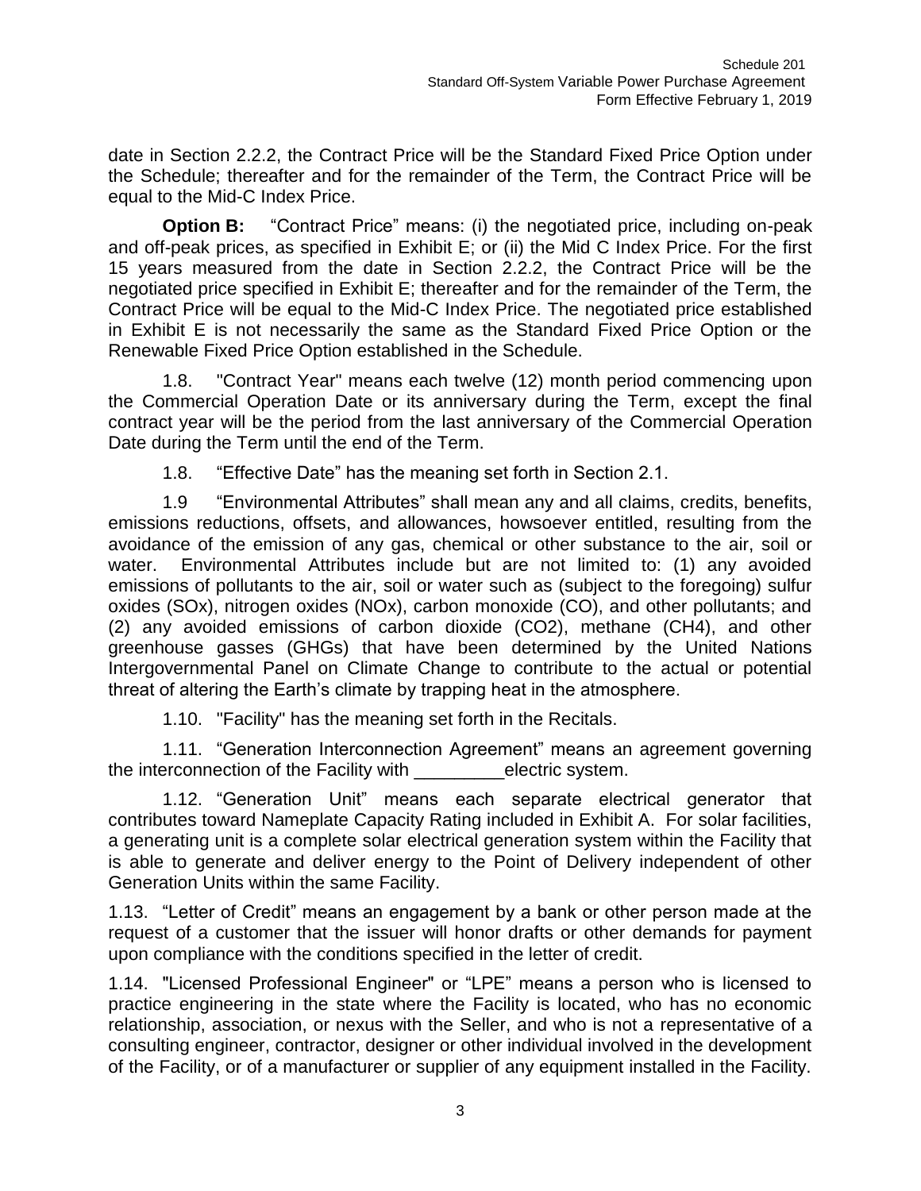date in Section 2.2.2, the Contract Price will be the Standard Fixed Price Option under the Schedule; thereafter and for the remainder of the Term, the Contract Price will be equal to the Mid-C Index Price.

**Option B:** "Contract Price" means: (i) the negotiated price, including on-peak and off-peak prices, as specified in Exhibit E; or (ii) the Mid C Index Price. For the first 15 years measured from the date in Section 2.2.2, the Contract Price will be the negotiated price specified in Exhibit E; thereafter and for the remainder of the Term, the Contract Price will be equal to the Mid-C Index Price. The negotiated price established in Exhibit E is not necessarily the same as the Standard Fixed Price Option or the Renewable Fixed Price Option established in the Schedule.

1.8. "Contract Year" means each twelve (12) month period commencing upon the Commercial Operation Date or its anniversary during the Term, except the final contract year will be the period from the last anniversary of the Commercial Operation Date during the Term until the end of the Term.

1.8. "Effective Date" has the meaning set forth in Section 2.1.

1.9 "Environmental Attributes" shall mean any and all claims, credits, benefits, emissions reductions, offsets, and allowances, howsoever entitled, resulting from the avoidance of the emission of any gas, chemical or other substance to the air, soil or water. Environmental Attributes include but are not limited to: (1) any avoided emissions of pollutants to the air, soil or water such as (subject to the foregoing) sulfur oxides (SOx), nitrogen oxides (NOx), carbon monoxide (CO), and other pollutants; and (2) any avoided emissions of carbon dioxide ($CO_2$), methane ($CH_4$), and other greenhouse gasses (GHGs) that have been determined by the United Nations Intergovernmental Panel on Climate Change to contribute to the actual or potential threat of altering the Earth's climate by trapping heat in the atmosphere.

1.10. "Facility" has the meaning set forth in the Recitals.

1.11. "Generation Interconnection Agreement" means an agreement governing the interconnection of the Facility with _________electric system.

1.12. "Generation Unit" means each separate electrical generator that contributes toward Nameplate Capacity Rating included in Exhibit A. For solar facilities, a generating unit is a complete solar electrical generation system within the Facility that is able to generate and deliver energy to the Point of Delivery independent of other Generation Units within the same Facility.

1.13. "Letter of Credit" means an engagement by a bank or other person made at the request of a customer that the issuer will honor drafts or other demands for payment upon compliance with the conditions specified in the letter of credit.

1.14. "Licensed Professional Engineer" or "LPE" means a person who is licensed to practice engineering in the state where the Facility is located, who has no economic relationship, association, or nexus with the Seller, and who is not a representative of a consulting engineer, contractor, designer or other individual involved in the development of the Facility, or of a manufacturer or supplier of any equipment installed in the Facility.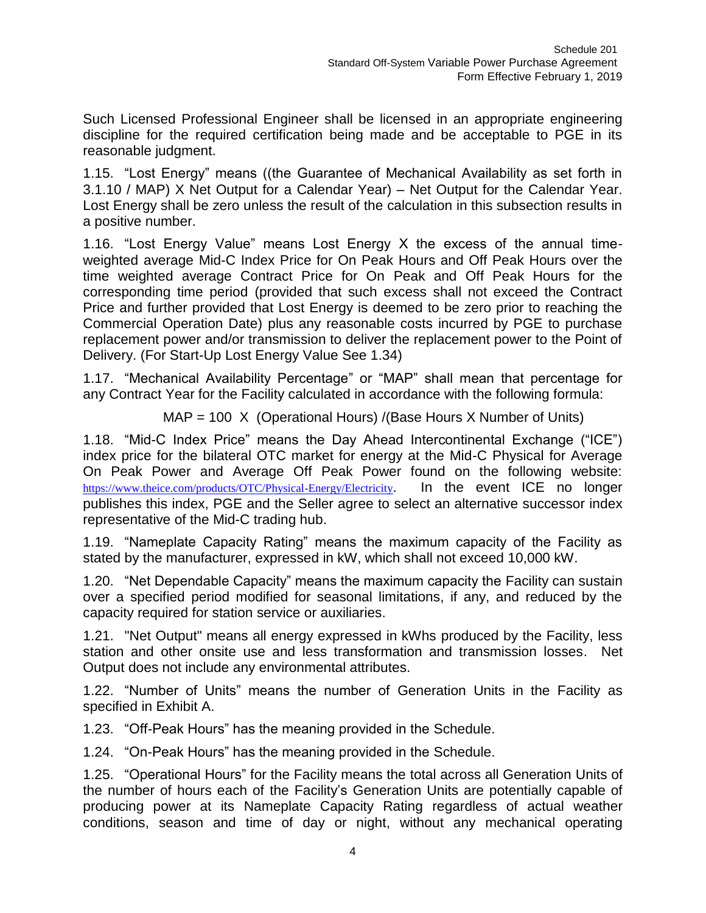Such Licensed Professional Engineer shall be licensed in an appropriate engineering discipline for the required certification being made and be acceptable to PGE in its reasonable judgment.

1.15. "Lost Energy" means ((the Guarantee of Mechanical Availability as set forth in 3.1.10 / MAP) X Net Output for a Calendar Year) – Net Output for the Calendar Year. Lost Energy shall be zero unless the result of the calculation in this subsection results in a positive number.

1.16. "Lost Energy Value" means Lost Energy X the excess of the annual time-weighted average Mid-C Index Price for On Peak Hours and Off Peak Hours over the time weighted average Contract Price for On Peak and Off Peak Hours for the corresponding time period (provided that such excess shall not exceed the Contract Price and further provided that Lost Energy is deemed to be zero prior to reaching the Commercial Operation Date) plus any reasonable costs incurred by PGE to purchase replacement power and/or transmission to deliver the replacement power to the Point of Delivery. (For Start-Up Lost Energy Value See 1.34)

1.17. "Mechanical Availability Percentage" or "MAP" shall mean that percentage for any Contract Year for the Facility calculated in accordance with the following formula:

MAP = 100 X (Operational Hours) /(Base Hours X Number of Units)

1.18. "Mid-C Index Price" means the Day Ahead Intercontinental Exchange ("ICE") index price for the bilateral OTC market for energy at the Mid-C Physical for Average On Peak Power and Average Off Peak Power found on the following website: https://www.theice.com/products/OTC/Physical-Energy/Electricity. In the event ICE no longer publishes this index, PGE and the Seller agree to select an alternative successor index representative of the Mid-C trading hub.

1.19. "Nameplate Capacity Rating" means the maximum capacity of the Facility as stated by the manufacturer, expressed in kW, which shall not exceed 10,000 kW.

1.20. "Net Dependable Capacity" means the maximum capacity the Facility can sustain over a specified period modified for seasonal limitations, if any, and reduced by the capacity required for station service or auxiliaries.

1.21. "Net Output" means all energy expressed in kWhs produced by the Facility, less station and other onsite use and less transformation and transmission losses. Net Output does not include any environmental attributes.

1.22. "Number of Units" means the number of Generation Units in the Facility as specified in Exhibit A.

1.23. "Off-Peak Hours" has the meaning provided in the Schedule.

1.24. "On-Peak Hours" has the meaning provided in the Schedule.

1.25. "Operational Hours" for the Facility means the total across all Generation Units of the number of hours each of the Facility's Generation Units are potentially capable of producing power at its Nameplate Capacity Rating regardless of actual weather conditions, season and time of day or night, without any mechanical operating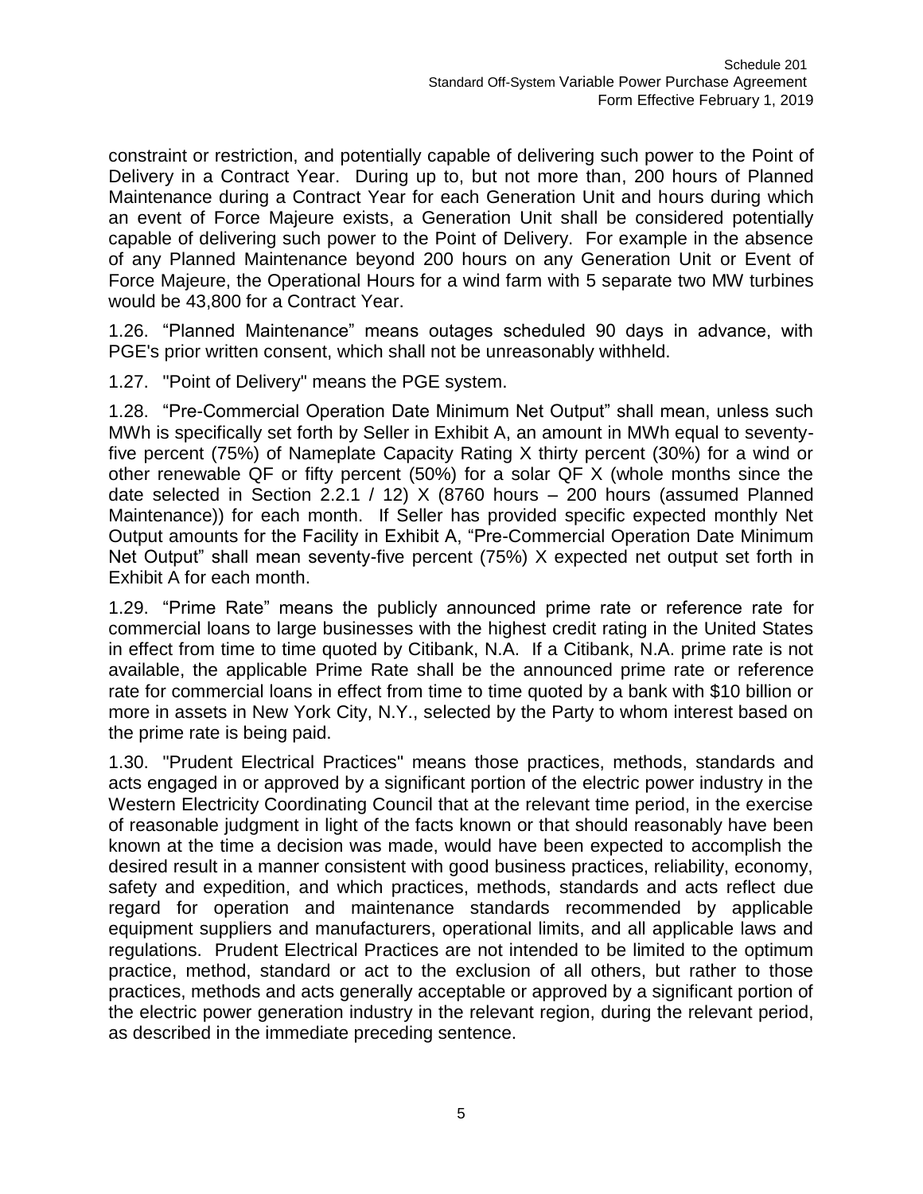constraint or restriction, and potentially capable of delivering such power to the Point of Delivery in a Contract Year. During up to, but not more than, 200 hours of Planned Maintenance during a Contract Year for each Generation Unit and hours during which an event of Force Majeure exists, a Generation Unit shall be considered potentially capable of delivering such power to the Point of Delivery. For example in the absence of any Planned Maintenance beyond 200 hours on any Generation Unit or Event of Force Majeure, the Operational Hours for a wind farm with 5 separate two MW turbines would be 43,800 for a Contract Year.

1.26. "Planned Maintenance" means outages scheduled 90 days in advance, with PGE's prior written consent, which shall not be unreasonably withheld.

1.27. "Point of Delivery" means the PGE system.

1.28. "Pre-Commercial Operation Date Minimum Net Output" shall mean, unless such MWh is specifically set forth by Seller in Exhibit A, an amount in MWh equal to seventy-five percent (75%) of Nameplate Capacity Rating X thirty percent (30%) for a wind or other renewable QF or fifty percent (50%) for a solar QF X (whole months since the date selected in Section 2.2.1 / 12) X (8760 hours – 200 hours (assumed Planned Maintenance)) for each month. If Seller has provided specific expected monthly Net Output amounts for the Facility in Exhibit A, "Pre-Commercial Operation Date Minimum Net Output" shall mean seventy-five percent (75%) X expected net output set forth in Exhibit A for each month.

1.29. "Prime Rate" means the publicly announced prime rate or reference rate for commercial loans to large businesses with the highest credit rating in the United States in effect from time to time quoted by Citibank, N.A. If a Citibank, N.A. prime rate is not available, the applicable Prime Rate shall be the announced prime rate or reference rate for commercial loans in effect from time to time quoted by a bank with $10 billion or more in assets in New York City, N.Y., selected by the Party to whom interest based on the prime rate is being paid.

1.30. "Prudent Electrical Practices" means those practices, methods, standards and acts engaged in or approved by a significant portion of the electric power industry in the Western Electricity Coordinating Council that at the relevant time period, in the exercise of reasonable judgment in light of the facts known or that should reasonably have been known at the time a decision was made, would have been expected to accomplish the desired result in a manner consistent with good business practices, reliability, economy, safety and expedition, and which practices, methods, standards and acts reflect due regard for operation and maintenance standards recommended by applicable equipment suppliers and manufacturers, operational limits, and all applicable laws and regulations. Prudent Electrical Practices are not intended to be limited to the optimum practice, method, standard or act to the exclusion of all others, but rather to those practices, methods and acts generally acceptable or approved by a significant portion of the electric power generation industry in the relevant region, during the relevant period, as described in the immediate preceding sentence.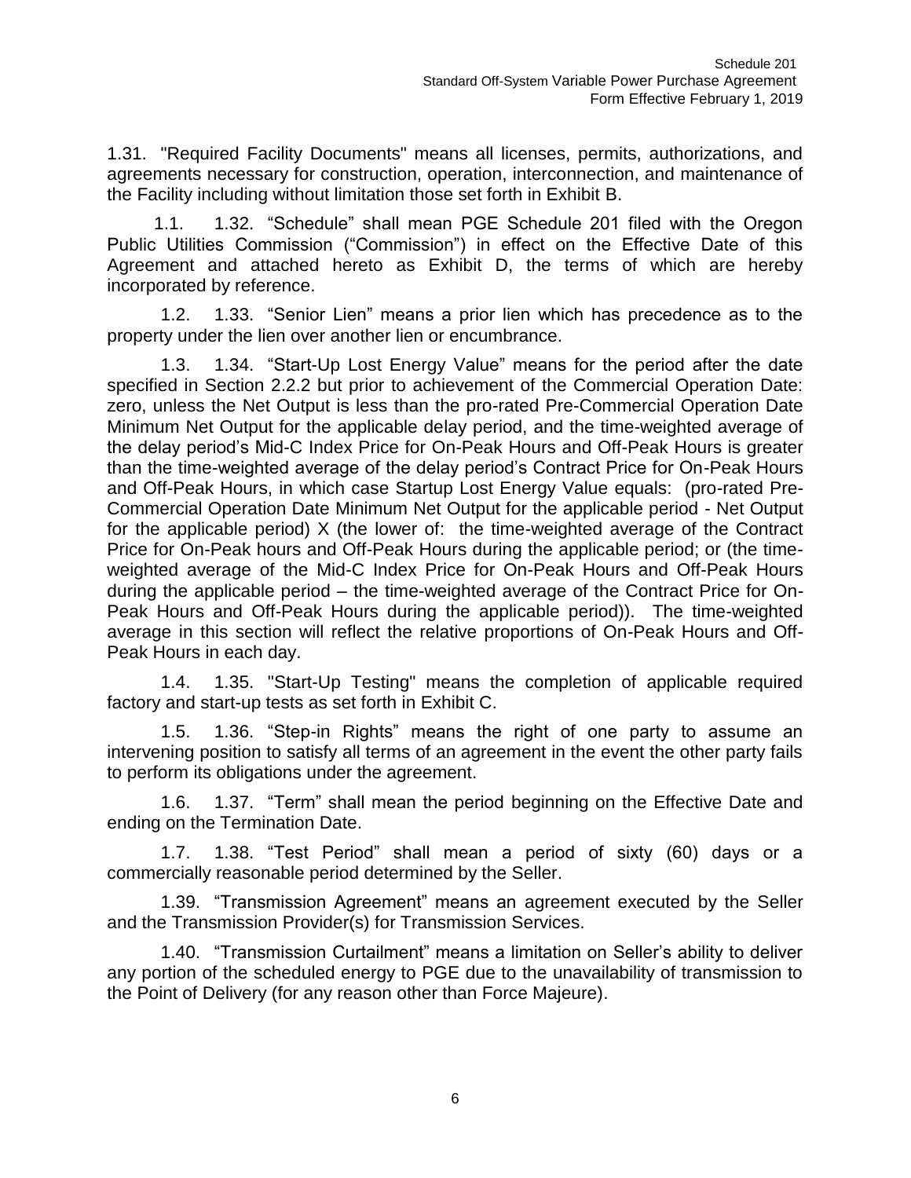1.31. "Required Facility Documents" means all licenses, permits, authorizations, and agreements necessary for construction, operation, interconnection, and maintenance of the Facility including without limitation those set forth in Exhibit B.

1.1. 1.32. “Schedule” shall mean PGE Schedule 201 filed with the Oregon Public Utilities Commission (“Commission”) in effect on the Effective Date of this Agreement and attached hereto as Exhibit D, the terms of which are hereby incorporated by reference.

1.2. 1.33. “Senior Lien” means a prior lien which has precedence as to the property under the lien over another lien or encumbrance.

1.3. 1.34. “Start-Up Lost Energy Value” means for the period after the date specified in Section 2.2.2 but prior to achievement of the Commercial Operation Date: zero, unless the Net Output is less than the pro-rated Pre-Commercial Operation Date Minimum Net Output for the applicable delay period, and the time-weighted average of the delay period’s Mid-C Index Price for On-Peak Hours and Off-Peak Hours is greater than the time-weighted average of the delay period’s Contract Price for On-Peak Hours and Off-Peak Hours, in which case Startup Lost Energy Value equals: (pro-rated Pre-Commercial Operation Date Minimum Net Output for the applicable period - Net Output for the applicable period) X (the lower of: the time-weighted average of the Contract Price for On-Peak hours and Off-Peak Hours during the applicable period; or (the time-weighted average of the Mid-C Index Price for On-Peak Hours and Off-Peak Hours during the applicable period – the time-weighted average of the Contract Price for On-Peak Hours and Off-Peak Hours during the applicable period)). The time-weighted average in this section will reflect the relative proportions of On-Peak Hours and Off-Peak Hours in each day.

1.4. 1.35. "Start-Up Testing" means the completion of applicable required factory and start-up tests as set forth in Exhibit C.

1.5. 1.36. “Step-in Rights” means the right of one party to assume an intervening position to satisfy all terms of an agreement in the event the other party fails to perform its obligations under the agreement.

1.6. 1.37. “Term” shall mean the period beginning on the Effective Date and ending on the Termination Date.

1.7. 1.38. “Test Period” shall mean a period of sixty (60) days or a commercially reasonable period determined by the Seller.

1.39. “Transmission Agreement” means an agreement executed by the Seller and the Transmission Provider(s) for Transmission Services.

1.40. “Transmission Curtailment” means a limitation on Seller’s ability to deliver any portion of the scheduled energy to PGE due to the unavailability of transmission to the Point of Delivery (for any reason other than Force Majeure).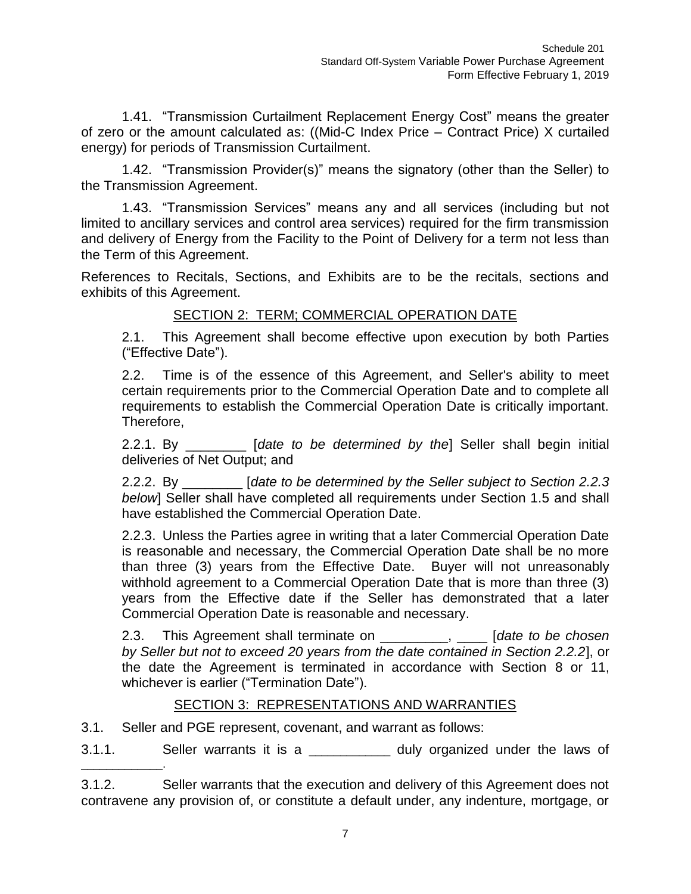1.41. "Transmission Curtailment Replacement Energy Cost" means the greater of zero or the amount calculated as: ((Mid-C Index Price – Contract Price) X curtailed energy) for periods of Transmission Curtailment.

1.42. "Transmission Provider(s)" means the signatory (other than the Seller) to the Transmission Agreement.

1.43. "Transmission Services" means any and all services (including but not limited to ancillary services and control area services) required for the firm transmission and delivery of Energy from the Facility to the Point of Delivery for a term not less than the Term of this Agreement.

References to Recitals, Sections, and Exhibits are to be the recitals, sections and exhibits of this Agreement.

## SECTION 2: TERM; COMMERCIAL OPERATION DATE

2.1. This Agreement shall become effective upon execution by both Parties ("Effective Date").

2.2. Time is of the essence of this Agreement, and Seller's ability to meet certain requirements prior to the Commercial Operation Date and to complete all requirements to establish the Commercial Operation Date is critically important. Therefore,

2.2.1. By ________ [*date to be determined by the*] Seller shall begin initial deliveries of Net Output; and

2.2.2. By ________ [*date to be determined by the Seller subject to Section 2.2.3 below*] Seller shall have completed all requirements under Section 1.5 and shall have established the Commercial Operation Date.

2.2.3. Unless the Parties agree in writing that a later Commercial Operation Date is reasonable and necessary, the Commercial Operation Date shall be no more than three (3) years from the Effective Date. Buyer will not unreasonably withhold agreement to a Commercial Operation Date that is more than three (3) years from the Effective date if the Seller has demonstrated that a later Commercial Operation Date is reasonable and necessary.

2.3. This Agreement shall terminate on _________, ____ [*date to be chosen by Seller but not to exceed 20 years from the date contained in Section 2.2.2*], or the date the Agreement is terminated in accordance with Section 8 or 11, whichever is earlier ("Termination Date").

## SECTION 3: REPRESENTATIONS AND WARRANTIES

3.1. Seller and PGE represent, covenant, and warrant as follows:

3.1.1. Seller warrants it is a ___________ duly organized under the laws of ___________.

3.1.2. Seller warrants that the execution and delivery of this Agreement does not contravene any provision of, or constitute a default under, any indenture, mortgage, or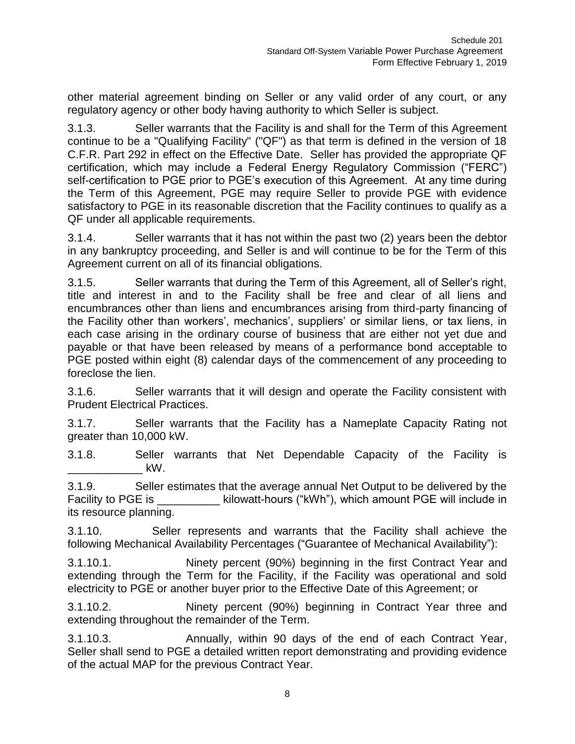other material agreement binding on Seller or any valid order of any court, or any regulatory agency or other body having authority to which Seller is subject.

3.1.3. Seller warrants that the Facility is and shall for the Term of this Agreement continue to be a "Qualifying Facility" ("QF") as that term is defined in the version of 18 C.F.R. Part 292 in effect on the Effective Date. Seller has provided the appropriate QF certification, which may include a Federal Energy Regulatory Commission ("FERC") self-certification to PGE prior to PGE's execution of this Agreement. At any time during the Term of this Agreement, PGE may require Seller to provide PGE with evidence satisfactory to PGE in its reasonable discretion that the Facility continues to qualify as a QF under all applicable requirements.

3.1.4. Seller warrants that it has not within the past two (2) years been the debtor in any bankruptcy proceeding, and Seller is and will continue to be for the Term of this Agreement current on all of its financial obligations.

3.1.5. Seller warrants that during the Term of this Agreement, all of Seller's right, title and interest in and to the Facility shall be free and clear of all liens and encumbrances other than liens and encumbrances arising from third-party financing of the Facility other than workers', mechanics', suppliers' or similar liens, or tax liens, in each case arising in the ordinary course of business that are either not yet due and payable or that have been released by means of a performance bond acceptable to PGE posted within eight (8) calendar days of the commencement of any proceeding to foreclose the lien.

3.1.6. Seller warrants that it will design and operate the Facility consistent with Prudent Electrical Practices.

3.1.7. Seller warrants that the Facility has a Nameplate Capacity Rating not greater than 10,000 kW.

3.1.8. Seller warrants that Net Dependable Capacity of the Facility is ____________ kW.

3.1.9. Seller estimates that the average annual Net Output to be delivered by the Facility to PGE is __________ kilowatt-hours ("kWh"), which amount PGE will include in its resource planning.

3.1.10. Seller represents and warrants that the Facility shall achieve the following Mechanical Availability Percentages ("Guarantee of Mechanical Availability"):

3.1.10.1. Ninety percent (90%) beginning in the first Contract Year and extending through the Term for the Facility, if the Facility was operational and sold electricity to PGE or another buyer prior to the Effective Date of this Agreement; or

3.1.10.2. Ninety percent (90%) beginning in Contract Year three and extending throughout the remainder of the Term.

3.1.10.3. Annually, within 90 days of the end of each Contract Year, Seller shall send to PGE a detailed written report demonstrating and providing evidence of the actual MAP for the previous Contract Year.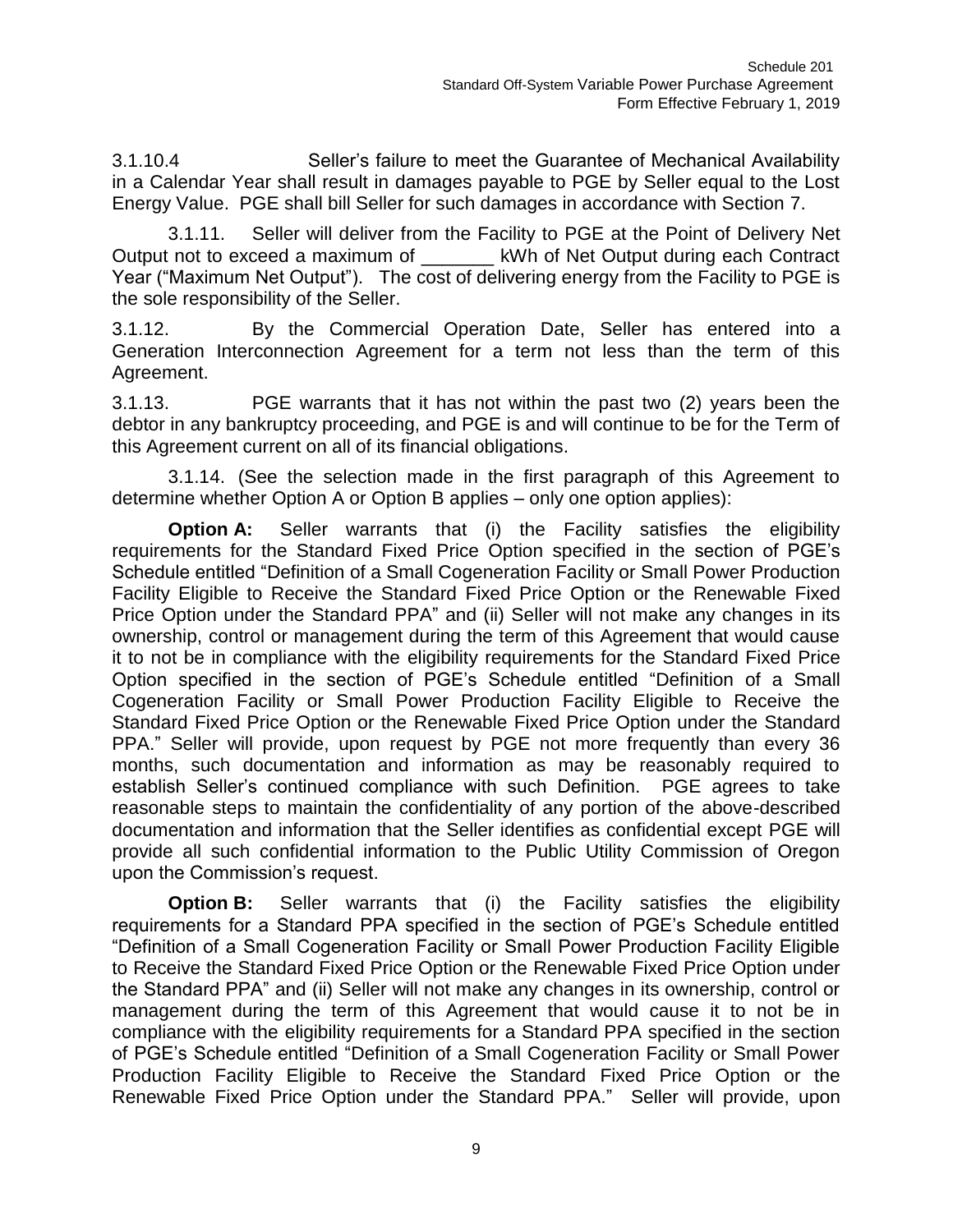3.1.10.4 Seller's failure to meet the Guarantee of Mechanical Availability in a Calendar Year shall result in damages payable to PGE by Seller equal to the Lost Energy Value. PGE shall bill Seller for such damages in accordance with Section 7.

3.1.11. Seller will deliver from the Facility to PGE at the Point of Delivery Net Output not to exceed a maximum of _______ kWh of Net Output during each Contract Year ("Maximum Net Output"). The cost of delivering energy from the Facility to PGE is the sole responsibility of the Seller.

3.1.12. By the Commercial Operation Date, Seller has entered into a Generation Interconnection Agreement for a term not less than the term of this Agreement.

3.1.13. PGE warrants that it has not within the past two (2) years been the debtor in any bankruptcy proceeding, and PGE is and will continue to be for the Term of this Agreement current on all of its financial obligations.

3.1.14. (See the selection made in the first paragraph of this Agreement to determine whether Option A or Option B applies – only one option applies):

**Option A:** Seller warrants that (i) the Facility satisfies the eligibility requirements for the Standard Fixed Price Option specified in the section of PGE's Schedule entitled "Definition of a Small Cogeneration Facility or Small Power Production Facility Eligible to Receive the Standard Fixed Price Option or the Renewable Fixed Price Option under the Standard PPA" and (ii) Seller will not make any changes in its ownership, control or management during the term of this Agreement that would cause it to not be in compliance with the eligibility requirements for the Standard Fixed Price Option specified in the section of PGE's Schedule entitled "Definition of a Small Cogeneration Facility or Small Power Production Facility Eligible to Receive the Standard Fixed Price Option or the Renewable Fixed Price Option under the Standard PPA." Seller will provide, upon request by PGE not more frequently than every 36 months, such documentation and information as may be reasonably required to establish Seller's continued compliance with such Definition. PGE agrees to take reasonable steps to maintain the confidentiality of any portion of the above-described documentation and information that the Seller identifies as confidential except PGE will provide all such confidential information to the Public Utility Commission of Oregon upon the Commission's request.

**Option B:** Seller warrants that (i) the Facility satisfies the eligibility requirements for a Standard PPA specified in the section of PGE's Schedule entitled "Definition of a Small Cogeneration Facility or Small Power Production Facility Eligible to Receive the Standard Fixed Price Option or the Renewable Fixed Price Option under the Standard PPA" and (ii) Seller will not make any changes in its ownership, control or management during the term of this Agreement that would cause it to not be in compliance with the eligibility requirements for a Standard PPA specified in the section of PGE's Schedule entitled "Definition of a Small Cogeneration Facility or Small Power Production Facility Eligible to Receive the Standard Fixed Price Option or the Renewable Fixed Price Option under the Standard PPA." Seller will provide, upon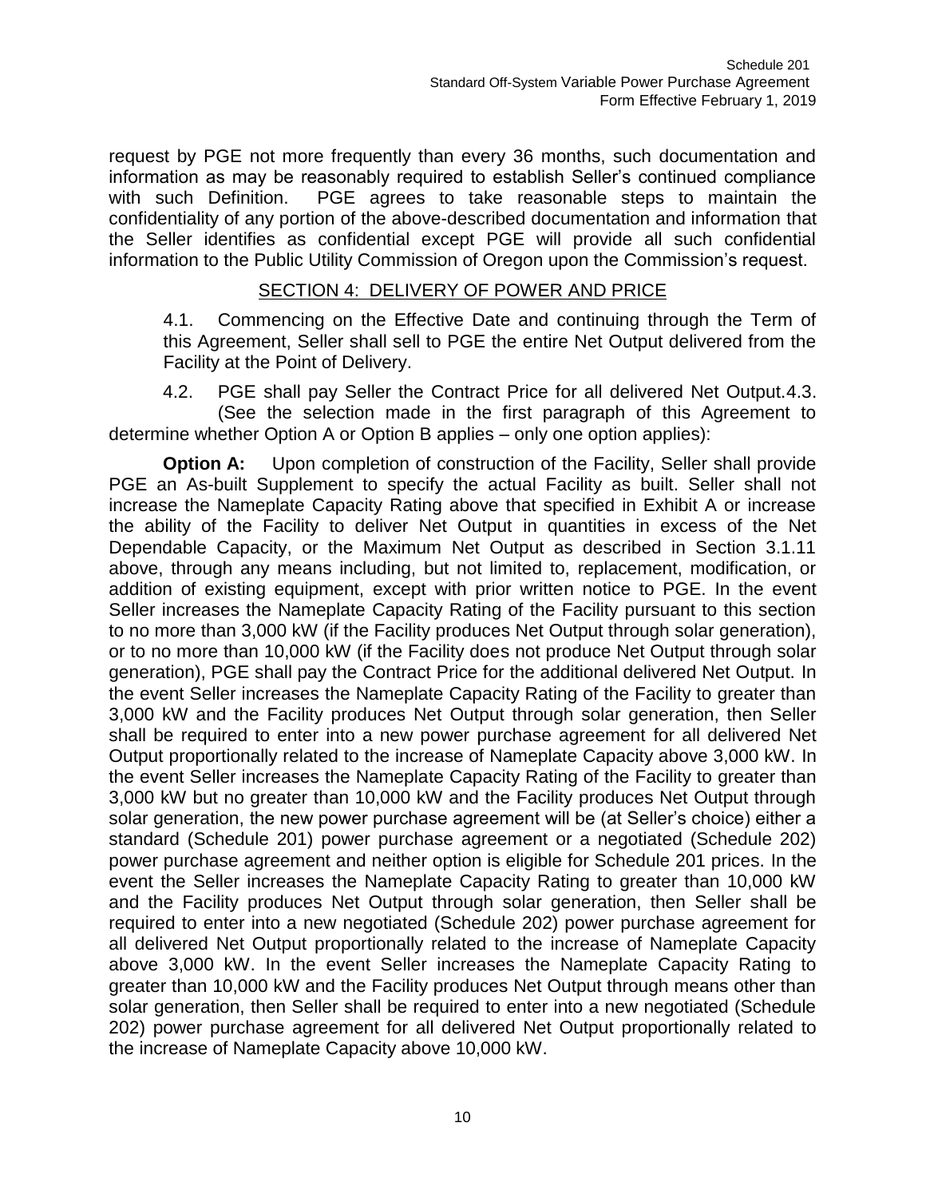request by PGE not more frequently than every 36 months, such documentation and information as may be reasonably required to establish Seller's continued compliance with such Definition. PGE agrees to take reasonable steps to maintain the confidentiality of any portion of the above-described documentation and information that the Seller identifies as confidential except PGE will provide all such confidential information to the Public Utility Commission of Oregon upon the Commission's request.

## SECTION 4: DELIVERY OF POWER AND PRICE

4.1. Commencing on the Effective Date and continuing through the Term of this Agreement, Seller shall sell to PGE the entire Net Output delivered from the Facility at the Point of Delivery.

4.2. PGE shall pay Seller the Contract Price for all delivered Net Output.4.3. (See the selection made in the first paragraph of this Agreement to determine whether Option A or Option B applies – only one option applies):

**Option A:** Upon completion of construction of the Facility, Seller shall provide PGE an As-built Supplement to specify the actual Facility as built. Seller shall not increase the Nameplate Capacity Rating above that specified in Exhibit A or increase the ability of the Facility to deliver Net Output in quantities in excess of the Net Dependable Capacity, or the Maximum Net Output as described in Section 3.1.11 above, through any means including, but not limited to, replacement, modification, or addition of existing equipment, except with prior written notice to PGE. In the event Seller increases the Nameplate Capacity Rating of the Facility pursuant to this section to no more than 3,000 kW (if the Facility produces Net Output through solar generation), or to no more than 10,000 kW (if the Facility does not produce Net Output through solar generation), PGE shall pay the Contract Price for the additional delivered Net Output. In the event Seller increases the Nameplate Capacity Rating of the Facility to greater than 3,000 kW and the Facility produces Net Output through solar generation, then Seller shall be required to enter into a new power purchase agreement for all delivered Net Output proportionally related to the increase of Nameplate Capacity above 3,000 kW. In the event Seller increases the Nameplate Capacity Rating of the Facility to greater than 3,000 kW but no greater than 10,000 kW and the Facility produces Net Output through solar generation, the new power purchase agreement will be (at Seller's choice) either a standard (Schedule 201) power purchase agreement or a negotiated (Schedule 202) power purchase agreement and neither option is eligible for Schedule 201 prices. In the event the Seller increases the Nameplate Capacity Rating to greater than 10,000 kW and the Facility produces Net Output through solar generation, then Seller shall be required to enter into a new negotiated (Schedule 202) power purchase agreement for all delivered Net Output proportionally related to the increase of Nameplate Capacity above 3,000 kW. In the event Seller increases the Nameplate Capacity Rating to greater than 10,000 kW and the Facility produces Net Output through means other than solar generation, then Seller shall be required to enter into a new negotiated (Schedule 202) power purchase agreement for all delivered Net Output proportionally related to the increase of Nameplate Capacity above 10,000 kW.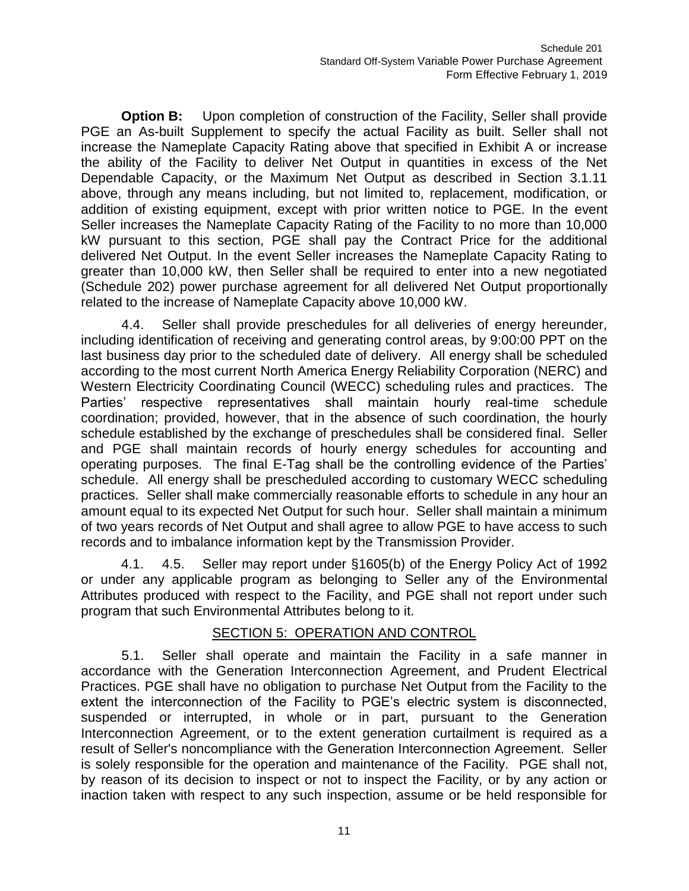**Option B:** Upon completion of construction of the Facility, Seller shall provide PGE an As-built Supplement to specify the actual Facility as built. Seller shall not increase the Nameplate Capacity Rating above that specified in Exhibit A or increase the ability of the Facility to deliver Net Output in quantities in excess of the Net Dependable Capacity, or the Maximum Net Output as described in Section 3.1.11 above, through any means including, but not limited to, replacement, modification, or addition of existing equipment, except with prior written notice to PGE. In the event Seller increases the Nameplate Capacity Rating of the Facility to no more than 10,000 kW pursuant to this section, PGE shall pay the Contract Price for the additional delivered Net Output. In the event Seller increases the Nameplate Capacity Rating to greater than 10,000 kW, then Seller shall be required to enter into a new negotiated (Schedule 202) power purchase agreement for all delivered Net Output proportionally related to the increase of Nameplate Capacity above 10,000 kW.

4.4. Seller shall provide preschedules for all deliveries of energy hereunder, including identification of receiving and generating control areas, by 9:00:00 PPT on the last business day prior to the scheduled date of delivery. All energy shall be scheduled according to the most current North America Energy Reliability Corporation (NERC) and Western Electricity Coordinating Council (WECC) scheduling rules and practices. The Parties' respective representatives shall maintain hourly real-time schedule coordination; provided, however, that in the absence of such coordination, the hourly schedule established by the exchange of preschedules shall be considered final. Seller and PGE shall maintain records of hourly energy schedules for accounting and operating purposes. The final E-Tag shall be the controlling evidence of the Parties' schedule. All energy shall be prescheduled according to customary WECC scheduling practices. Seller shall make commercially reasonable efforts to schedule in any hour an amount equal to its expected Net Output for such hour. Seller shall maintain a minimum of two years records of Net Output and shall agree to allow PGE to have access to such records and to imbalance information kept by the Transmission Provider.

4.1. 4.5. Seller may report under §1605(b) of the Energy Policy Act of 1992 or under any applicable program as belonging to Seller any of the Environmental Attributes produced with respect to the Facility, and PGE shall not report under such program that such Environmental Attributes belong to it.

## SECTION 5: OPERATION AND CONTROL

5.1. Seller shall operate and maintain the Facility in a safe manner in accordance with the Generation Interconnection Agreement, and Prudent Electrical Practices. PGE shall have no obligation to purchase Net Output from the Facility to the extent the interconnection of the Facility to PGE's electric system is disconnected, suspended or interrupted, in whole or in part, pursuant to the Generation Interconnection Agreement, or to the extent generation curtailment is required as a result of Seller's noncompliance with the Generation Interconnection Agreement. Seller is solely responsible for the operation and maintenance of the Facility. PGE shall not, by reason of its decision to inspect or not to inspect the Facility, or by any action or inaction taken with respect to any such inspection, assume or be held responsible for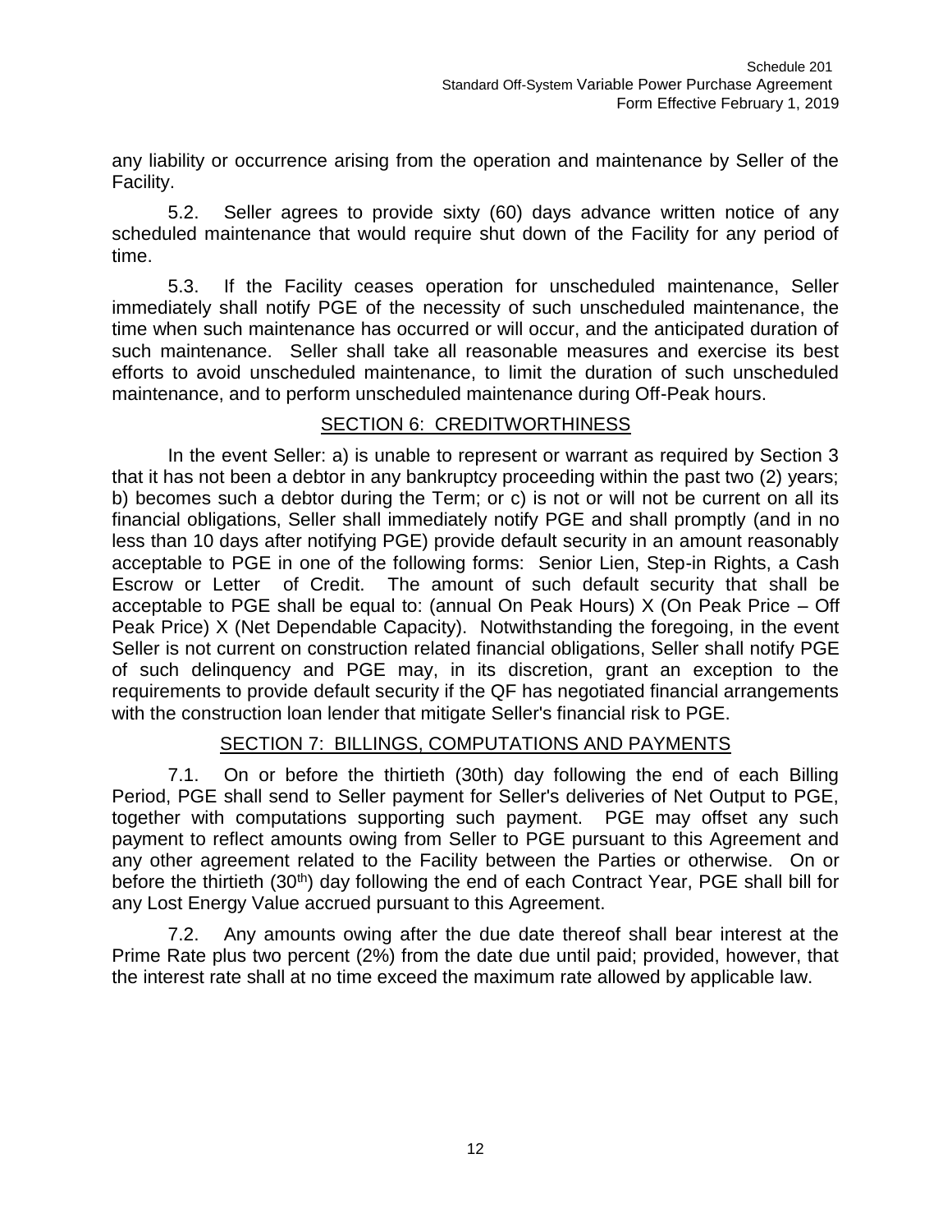any liability or occurrence arising from the operation and maintenance by Seller of the Facility.

5.2. Seller agrees to provide sixty (60) days advance written notice of any scheduled maintenance that would require shut down of the Facility for any period of time.

5.3. If the Facility ceases operation for unscheduled maintenance, Seller immediately shall notify PGE of the necessity of such unscheduled maintenance, the time when such maintenance has occurred or will occur, and the anticipated duration of such maintenance. Seller shall take all reasonable measures and exercise its best efforts to avoid unscheduled maintenance, to limit the duration of such unscheduled maintenance, and to perform unscheduled maintenance during Off-Peak hours.

## SECTION 6: CREDITWORTHINESS

In the event Seller: a) is unable to represent or warrant as required by Section 3 that it has not been a debtor in any bankruptcy proceeding within the past two (2) years; b) becomes such a debtor during the Term; or c) is not or will not be current on all its financial obligations, Seller shall immediately notify PGE and shall promptly (and in no less than 10 days after notifying PGE) provide default security in an amount reasonably acceptable to PGE in one of the following forms: Senior Lien, Step-in Rights, a Cash Escrow or Letter of Credit. The amount of such default security that shall be acceptable to PGE shall be equal to: (annual On Peak Hours) X (On Peak Price – Off Peak Price) X (Net Dependable Capacity). Notwithstanding the foregoing, in the event Seller is not current on construction related financial obligations, Seller shall notify PGE of such delinquency and PGE may, in its discretion, grant an exception to the requirements to provide default security if the QF has negotiated financial arrangements with the construction loan lender that mitigate Seller's financial risk to PGE.

## SECTION 7: BILLINGS, COMPUTATIONS AND PAYMENTS

7.1. On or before the thirtieth (30th) day following the end of each Billing Period, PGE shall send to Seller payment for Seller's deliveries of Net Output to PGE, together with computations supporting such payment. PGE may offset any such payment to reflect amounts owing from Seller to PGE pursuant to this Agreement and any other agreement related to the Facility between the Parties or otherwise. On or before the thirtieth (30th) day following the end of each Contract Year, PGE shall bill for any Lost Energy Value accrued pursuant to this Agreement.

7.2. Any amounts owing after the due date thereof shall bear interest at the Prime Rate plus two percent (2%) from the date due until paid; provided, however, that the interest rate shall at no time exceed the maximum rate allowed by applicable law.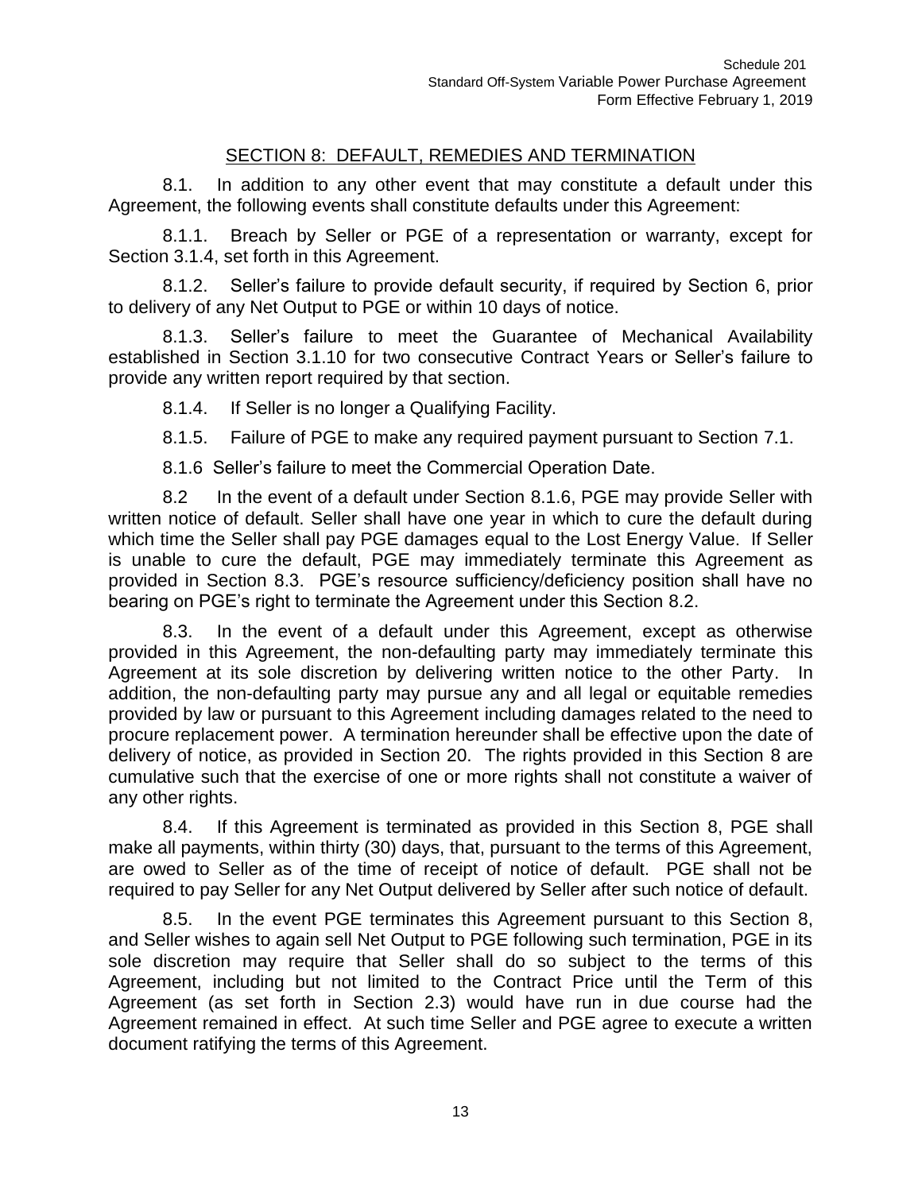## SECTION 8: DEFAULT, REMEDIES AND TERMINATION

8.1. In addition to any other event that may constitute a default under this Agreement, the following events shall constitute defaults under this Agreement:

8.1.1. Breach by Seller or PGE of a representation or warranty, except for Section 3.1.4, set forth in this Agreement.

8.1.2. Seller's failure to provide default security, if required by Section 6, prior to delivery of any Net Output to PGE or within 10 days of notice.

8.1.3. Seller's failure to meet the Guarantee of Mechanical Availability established in Section 3.1.10 for two consecutive Contract Years or Seller's failure to provide any written report required by that section.

8.1.4. If Seller is no longer a Qualifying Facility.

8.1.5. Failure of PGE to make any required payment pursuant to Section 7.1.

8.1.6 Seller's failure to meet the Commercial Operation Date.

8.2 In the event of a default under Section 8.1.6, PGE may provide Seller with written notice of default. Seller shall have one year in which to cure the default during which time the Seller shall pay PGE damages equal to the Lost Energy Value. If Seller is unable to cure the default, PGE may immediately terminate this Agreement as provided in Section 8.3. PGE's resource sufficiency/deficiency position shall have no bearing on PGE's right to terminate the Agreement under this Section 8.2.

8.3. In the event of a default under this Agreement, except as otherwise provided in this Agreement, the non-defaulting party may immediately terminate this Agreement at its sole discretion by delivering written notice to the other Party. In addition, the non-defaulting party may pursue any and all legal or equitable remedies provided by law or pursuant to this Agreement including damages related to the need to procure replacement power. A termination hereunder shall be effective upon the date of delivery of notice, as provided in Section 20. The rights provided in this Section 8 are cumulative such that the exercise of one or more rights shall not constitute a waiver of any other rights.

8.4. If this Agreement is terminated as provided in this Section 8, PGE shall make all payments, within thirty (30) days, that, pursuant to the terms of this Agreement, are owed to Seller as of the time of receipt of notice of default. PGE shall not be required to pay Seller for any Net Output delivered by Seller after such notice of default.

8.5. In the event PGE terminates this Agreement pursuant to this Section 8, and Seller wishes to again sell Net Output to PGE following such termination, PGE in its sole discretion may require that Seller shall do so subject to the terms of this Agreement, including but not limited to the Contract Price until the Term of this Agreement (as set forth in Section 2.3) would have run in due course had the Agreement remained in effect. At such time Seller and PGE agree to execute a written document ratifying the terms of this Agreement.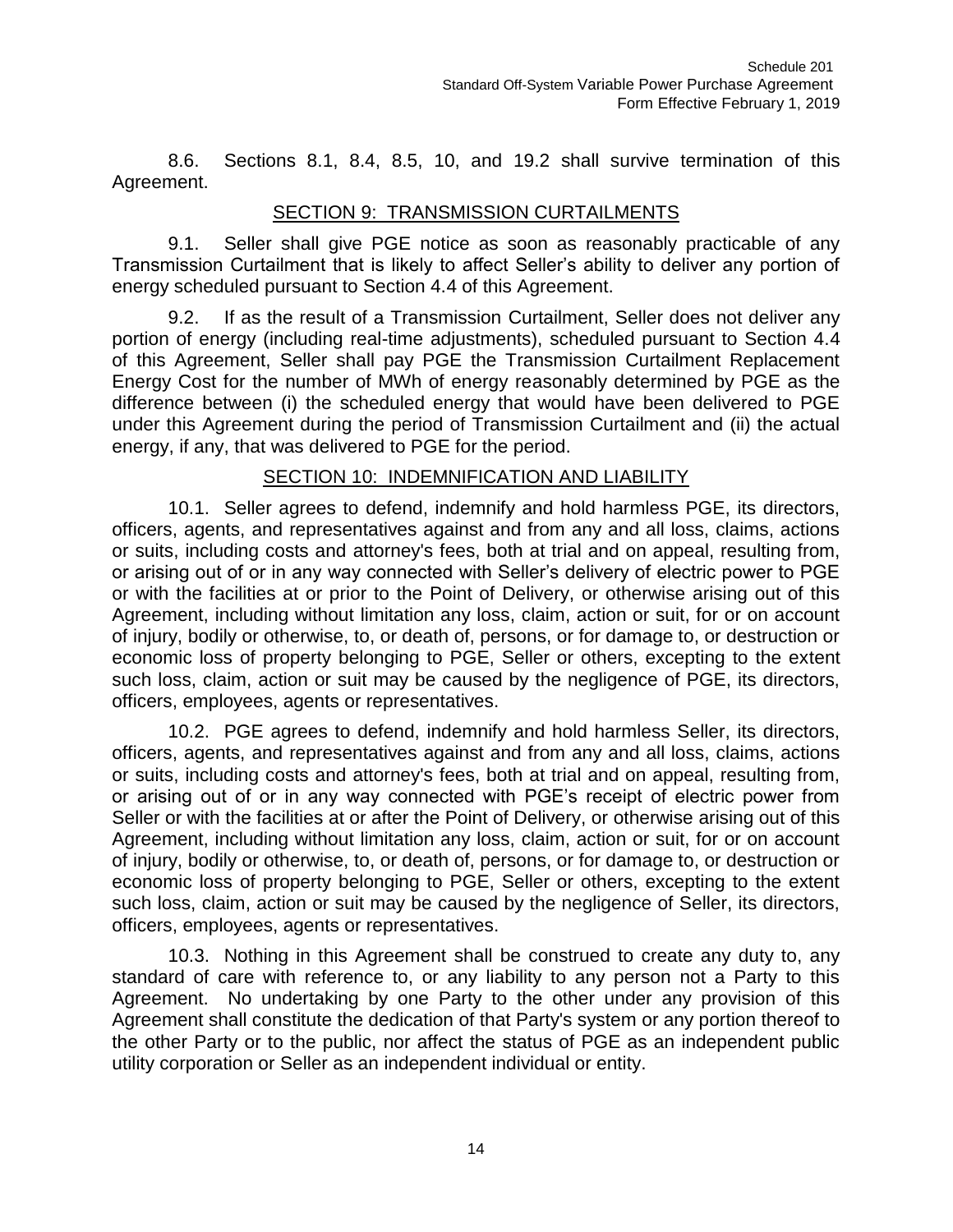8.6. Sections 8.1, 8.4, 8.5, 10, and 19.2 shall survive termination of this Agreement.

## SECTION 9: TRANSMISSION CURTAILMENTS

9.1. Seller shall give PGE notice as soon as reasonably practicable of any Transmission Curtailment that is likely to affect Seller's ability to deliver any portion of energy scheduled pursuant to Section 4.4 of this Agreement.

9.2. If as the result of a Transmission Curtailment, Seller does not deliver any portion of energy (including real-time adjustments), scheduled pursuant to Section 4.4 of this Agreement, Seller shall pay PGE the Transmission Curtailment Replacement Energy Cost for the number of MWh of energy reasonably determined by PGE as the difference between (i) the scheduled energy that would have been delivered to PGE under this Agreement during the period of Transmission Curtailment and (ii) the actual energy, if any, that was delivered to PGE for the period.

## SECTION 10: INDEMNIFICATION AND LIABILITY

10.1. Seller agrees to defend, indemnify and hold harmless PGE, its directors, officers, agents, and representatives against and from any and all loss, claims, actions or suits, including costs and attorney's fees, both at trial and on appeal, resulting from, or arising out of or in any way connected with Seller's delivery of electric power to PGE or with the facilities at or prior to the Point of Delivery, or otherwise arising out of this Agreement, including without limitation any loss, claim, action or suit, for or on account of injury, bodily or otherwise, to, or death of, persons, or for damage to, or destruction or economic loss of property belonging to PGE, Seller or others, excepting to the extent such loss, claim, action or suit may be caused by the negligence of PGE, its directors, officers, employees, agents or representatives.

10.2. PGE agrees to defend, indemnify and hold harmless Seller, its directors, officers, agents, and representatives against and from any and all loss, claims, actions or suits, including costs and attorney's fees, both at trial and on appeal, resulting from, or arising out of or in any way connected with PGE's receipt of electric power from Seller or with the facilities at or after the Point of Delivery, or otherwise arising out of this Agreement, including without limitation any loss, claim, action or suit, for or on account of injury, bodily or otherwise, to, or death of, persons, or for damage to, or destruction or economic loss of property belonging to PGE, Seller or others, excepting to the extent such loss, claim, action or suit may be caused by the negligence of Seller, its directors, officers, employees, agents or representatives.

10.3. Nothing in this Agreement shall be construed to create any duty to, any standard of care with reference to, or any liability to any person not a Party to this Agreement. No undertaking by one Party to the other under any provision of this Agreement shall constitute the dedication of that Party's system or any portion thereof to the other Party or to the public, nor affect the status of PGE as an independent public utility corporation or Seller as an independent individual or entity.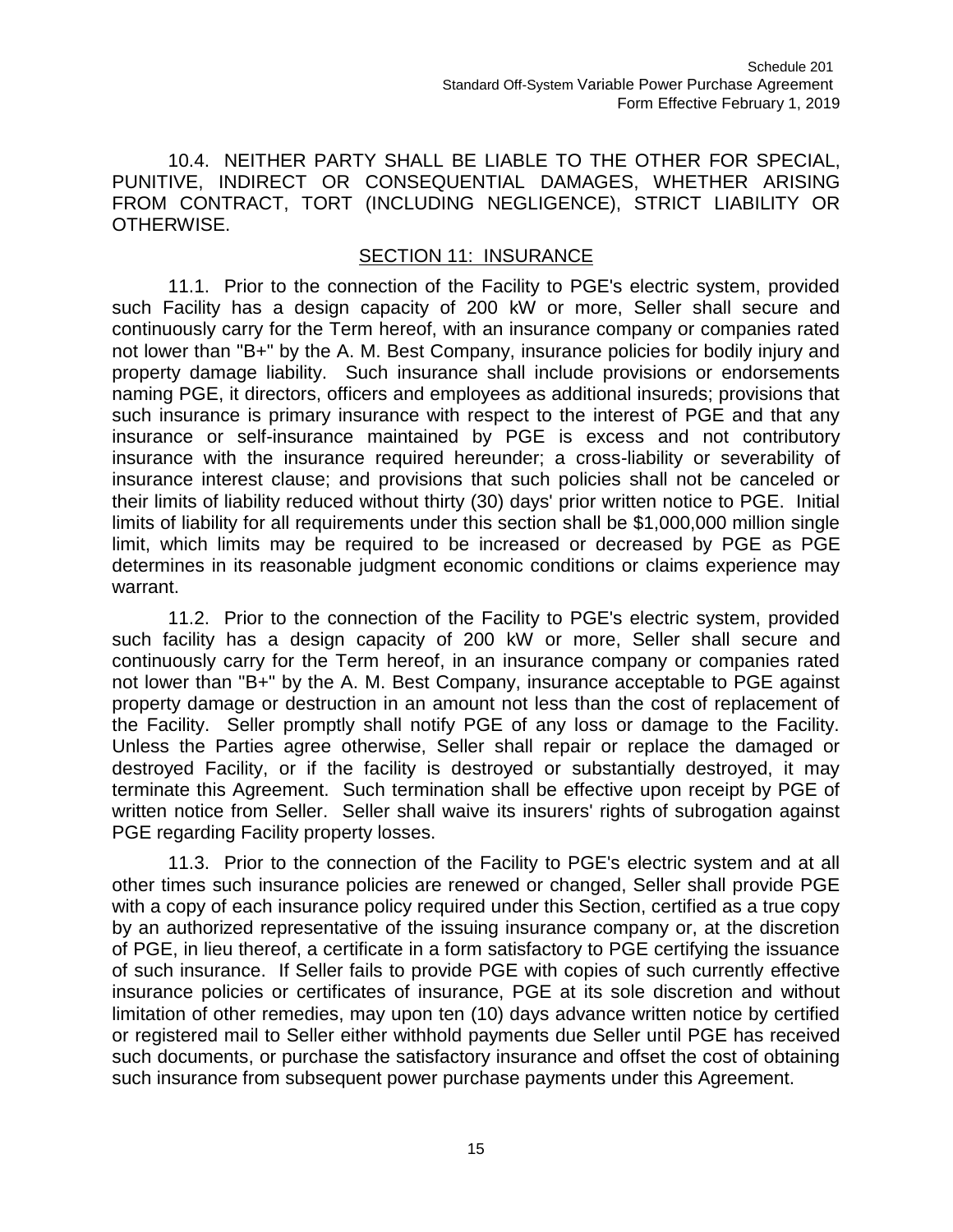10.4. NEITHER PARTY SHALL BE LIABLE TO THE OTHER FOR SPECIAL, PUNITIVE, INDIRECT OR CONSEQUENTIAL DAMAGES, WHETHER ARISING FROM CONTRACT, TORT (INCLUDING NEGLIGENCE), STRICT LIABILITY OR OTHERWISE.

## SECTION 11: INSURANCE

11.1. Prior to the connection of the Facility to PGE's electric system, provided such Facility has a design capacity of 200 kW or more, Seller shall secure and continuously carry for the Term hereof, with an insurance company or companies rated not lower than "B+" by the A. M. Best Company, insurance policies for bodily injury and property damage liability. Such insurance shall include provisions or endorsements naming PGE, it directors, officers and employees as additional insureds; provisions that such insurance is primary insurance with respect to the interest of PGE and that any insurance or self-insurance maintained by PGE is excess and not contributory insurance with the insurance required hereunder; a cross-liability or severability of insurance interest clause; and provisions that such policies shall not be canceled or their limits of liability reduced without thirty (30) days' prior written notice to PGE. Initial limits of liability for all requirements under this section shall be $1,000,000 million single limit, which limits may be required to be increased or decreased by PGE as PGE determines in its reasonable judgment economic conditions or claims experience may warrant.

11.2. Prior to the connection of the Facility to PGE's electric system, provided such facility has a design capacity of 200 kW or more, Seller shall secure and continuously carry for the Term hereof, in an insurance company or companies rated not lower than "B+" by the A. M. Best Company, insurance acceptable to PGE against property damage or destruction in an amount not less than the cost of replacement of the Facility. Seller promptly shall notify PGE of any loss or damage to the Facility. Unless the Parties agree otherwise, Seller shall repair or replace the damaged or destroyed Facility, or if the facility is destroyed or substantially destroyed, it may terminate this Agreement. Such termination shall be effective upon receipt by PGE of written notice from Seller. Seller shall waive its insurers' rights of subrogation against PGE regarding Facility property losses.

11.3. Prior to the connection of the Facility to PGE's electric system and at all other times such insurance policies are renewed or changed, Seller shall provide PGE with a copy of each insurance policy required under this Section, certified as a true copy by an authorized representative of the issuing insurance company or, at the discretion of PGE, in lieu thereof, a certificate in a form satisfactory to PGE certifying the issuance of such insurance. If Seller fails to provide PGE with copies of such currently effective insurance policies or certificates of insurance, PGE at its sole discretion and without limitation of other remedies, may upon ten (10) days advance written notice by certified or registered mail to Seller either withhold payments due Seller until PGE has received such documents, or purchase the satisfactory insurance and offset the cost of obtaining such insurance from subsequent power purchase payments under this Agreement.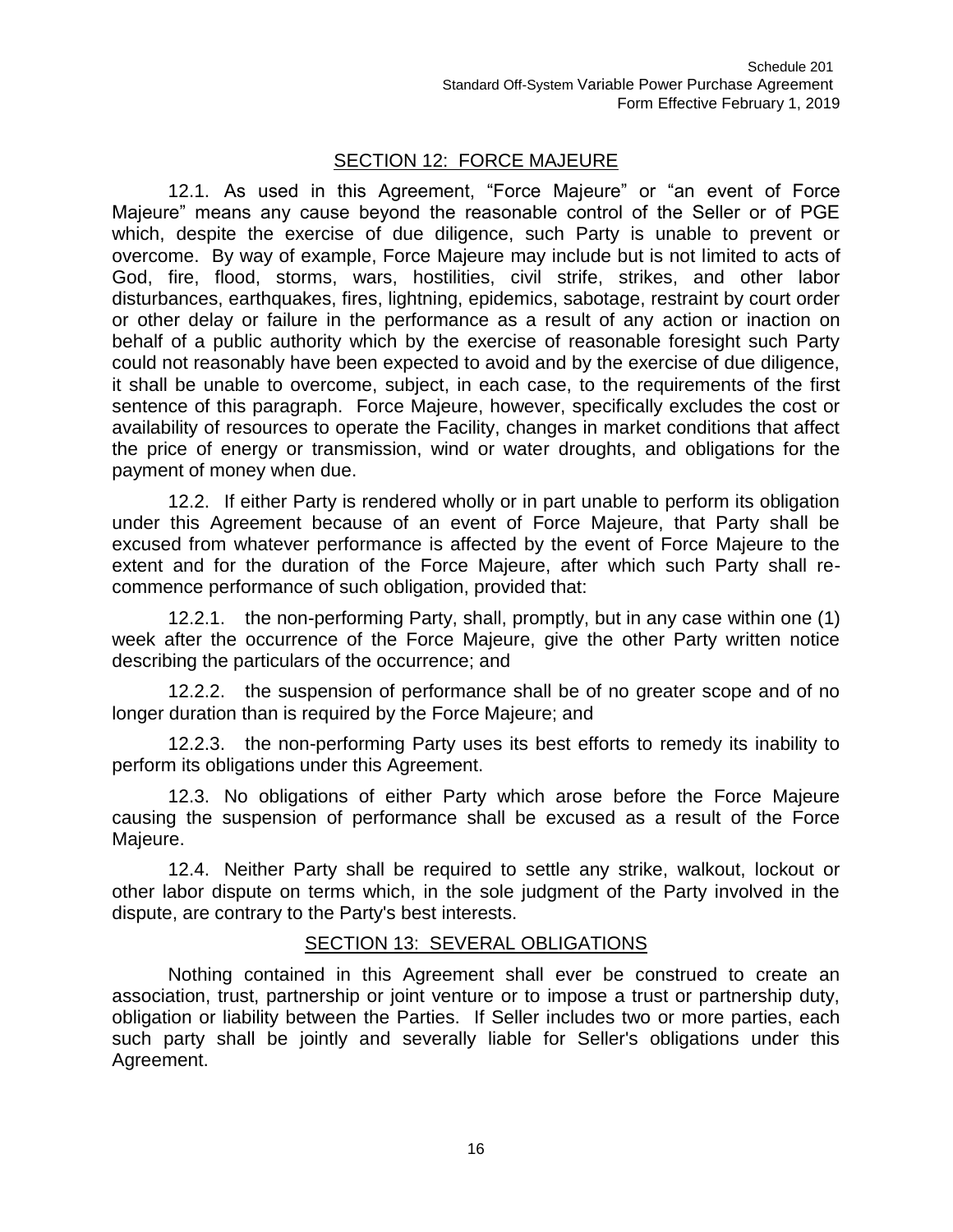## SECTION 12: FORCE MAJEURE

12.1. As used in this Agreement, "Force Majeure" or "an event of Force Majeure" means any cause beyond the reasonable control of the Seller or of PGE which, despite the exercise of due diligence, such Party is unable to prevent or overcome. By way of example, Force Majeure may include but is not limited to acts of God, fire, flood, storms, wars, hostilities, civil strife, strikes, and other labor disturbances, earthquakes, fires, lightning, epidemics, sabotage, restraint by court order or other delay or failure in the performance as a result of any action or inaction on behalf of a public authority which by the exercise of reasonable foresight such Party could not reasonably have been expected to avoid and by the exercise of due diligence, it shall be unable to overcome, subject, in each case, to the requirements of the first sentence of this paragraph. Force Majeure, however, specifically excludes the cost or availability of resources to operate the Facility, changes in market conditions that affect the price of energy or transmission, wind or water droughts, and obligations for the payment of money when due.

12.2. If either Party is rendered wholly or in part unable to perform its obligation under this Agreement because of an event of Force Majeure, that Party shall be excused from whatever performance is affected by the event of Force Majeure to the extent and for the duration of the Force Majeure, after which such Party shall re-commence performance of such obligation, provided that:

12.2.1. the non-performing Party, shall, promptly, but in any case within one (1) week after the occurrence of the Force Majeure, give the other Party written notice describing the particulars of the occurrence; and

12.2.2. the suspension of performance shall be of no greater scope and of no longer duration than is required by the Force Majeure; and

12.2.3. the non-performing Party uses its best efforts to remedy its inability to perform its obligations under this Agreement.

12.3. No obligations of either Party which arose before the Force Majeure causing the suspension of performance shall be excused as a result of the Force Majeure.

12.4. Neither Party shall be required to settle any strike, walkout, lockout or other labor dispute on terms which, in the sole judgment of the Party involved in the dispute, are contrary to the Party's best interests.

## SECTION 13: SEVERAL OBLIGATIONS

Nothing contained in this Agreement shall ever be construed to create an association, trust, partnership or joint venture or to impose a trust or partnership duty, obligation or liability between the Parties. If Seller includes two or more parties, each such party shall be jointly and severally liable for Seller's obligations under this Agreement.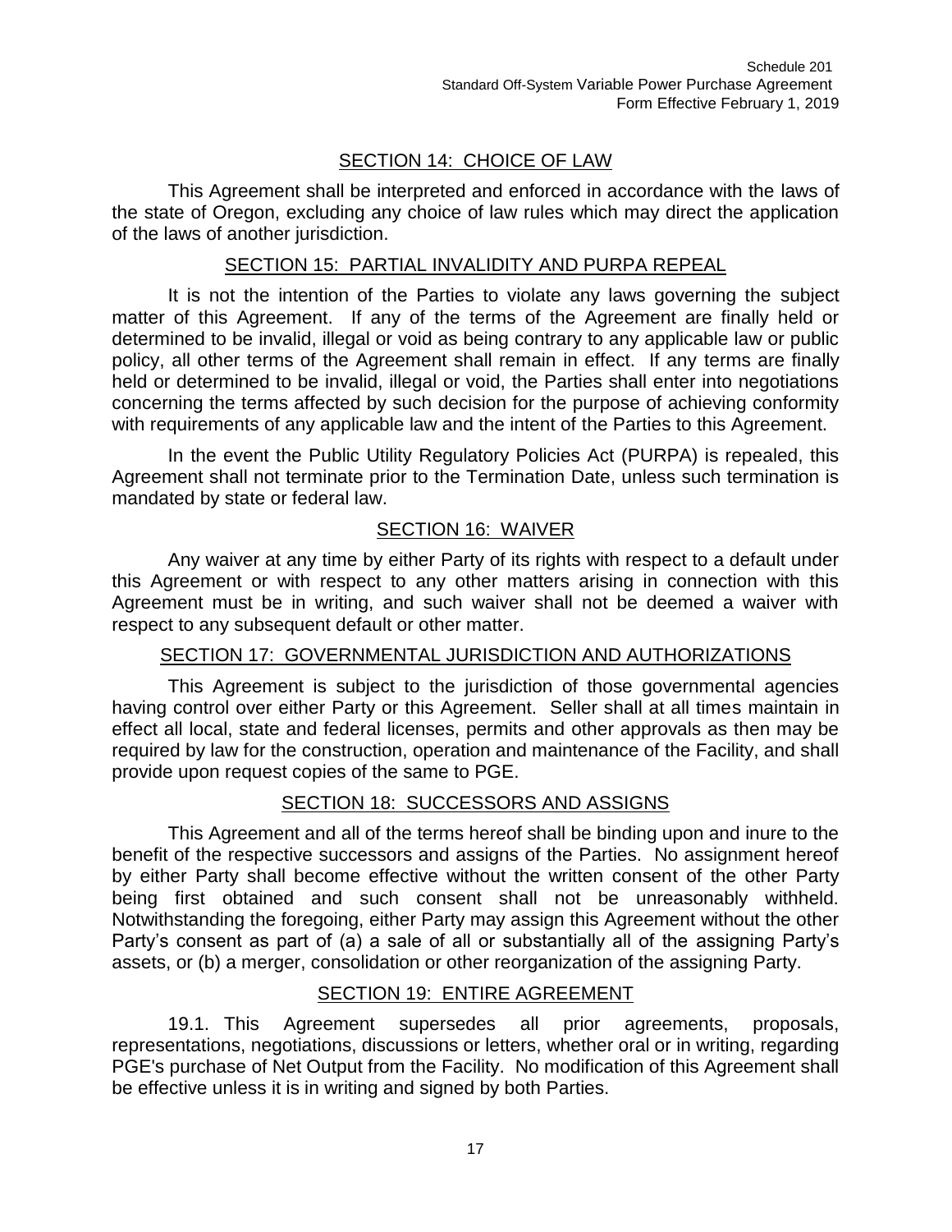## SECTION 14: CHOICE OF LAW

This Agreement shall be interpreted and enforced in accordance with the laws of the state of Oregon, excluding any choice of law rules which may direct the application of the laws of another jurisdiction.

## SECTION 15: PARTIAL INVALIDITY AND PURPA REPEAL

It is not the intention of the Parties to violate any laws governing the subject matter of this Agreement. If any of the terms of the Agreement are finally held or determined to be invalid, illegal or void as being contrary to any applicable law or public policy, all other terms of the Agreement shall remain in effect. If any terms are finally held or determined to be invalid, illegal or void, the Parties shall enter into negotiations concerning the terms affected by such decision for the purpose of achieving conformity with requirements of any applicable law and the intent of the Parties to this Agreement.

In the event the Public Utility Regulatory Policies Act (PURPA) is repealed, this Agreement shall not terminate prior to the Termination Date, unless such termination is mandated by state or federal law.

## SECTION 16: WAIVER

Any waiver at any time by either Party of its rights with respect to a default under this Agreement or with respect to any other matters arising in connection with this Agreement must be in writing, and such waiver shall not be deemed a waiver with respect to any subsequent default or other matter.

## SECTION 17: GOVERNMENTAL JURISDICTION AND AUTHORIZATIONS

This Agreement is subject to the jurisdiction of those governmental agencies having control over either Party or this Agreement. Seller shall at all times maintain in effect all local, state and federal licenses, permits and other approvals as then may be required by law for the construction, operation and maintenance of the Facility, and shall provide upon request copies of the same to PGE.

## SECTION 18: SUCCESSORS AND ASSIGNS

This Agreement and all of the terms hereof shall be binding upon and inure to the benefit of the respective successors and assigns of the Parties. No assignment hereof by either Party shall become effective without the written consent of the other Party being first obtained and such consent shall not be unreasonably withheld. Notwithstanding the foregoing, either Party may assign this Agreement without the other Party's consent as part of (a) a sale of all or substantially all of the assigning Party's assets, or (b) a merger, consolidation or other reorganization of the assigning Party.

## SECTION 19: ENTIRE AGREEMENT

19.1. This Agreement supersedes all prior agreements, proposals, representations, negotiations, discussions or letters, whether oral or in writing, regarding PGE's purchase of Net Output from the Facility. No modification of this Agreement shall be effective unless it is in writing and signed by both Parties.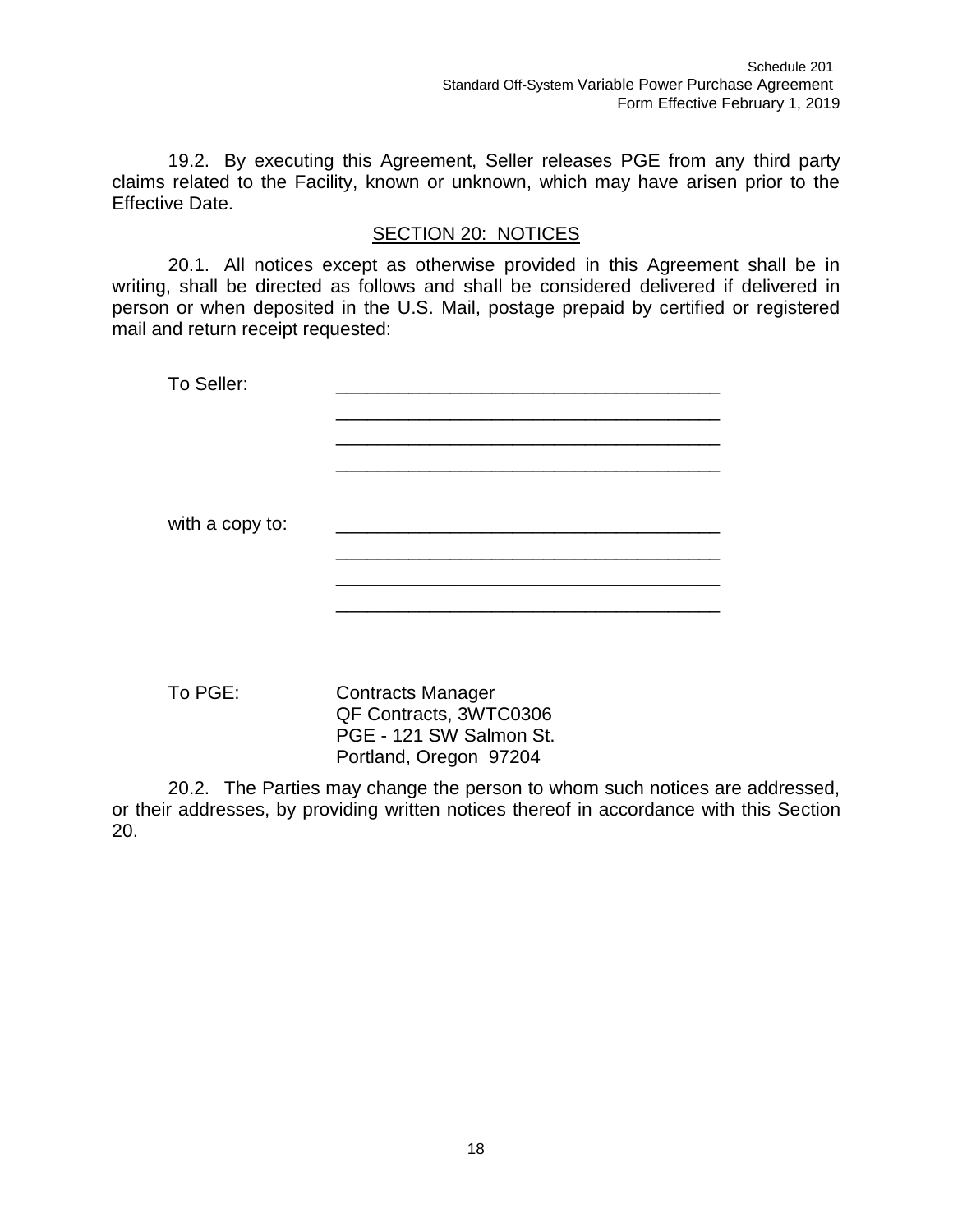19.2. By executing this Agreement, Seller releases PGE from any third party claims related to the Facility, known or unknown, which may have arisen prior to the Effective Date.

## SECTION 20: NOTICES

20.1. All notices except as otherwise provided in this Agreement shall be in writing, shall be directed as follows and shall be considered delivered if delivered in person or when deposited in the U.S. Mail, postage prepaid by certified or registered mail and return receipt requested:

To Seller: _____________________________________
_____________________________________
_____________________________________
_____________________________________

with a copy to: _____________________________________
_____________________________________
_____________________________________
_____________________________________

To PGE: Contracts Manager
QF Contracts, 3WTC0306
PGE - 121 SW Salmon St.
Portland, Oregon 97204

20.2. The Parties may change the person to whom such notices are addressed, or their addresses, by providing written notices thereof in accordance with this Section 20.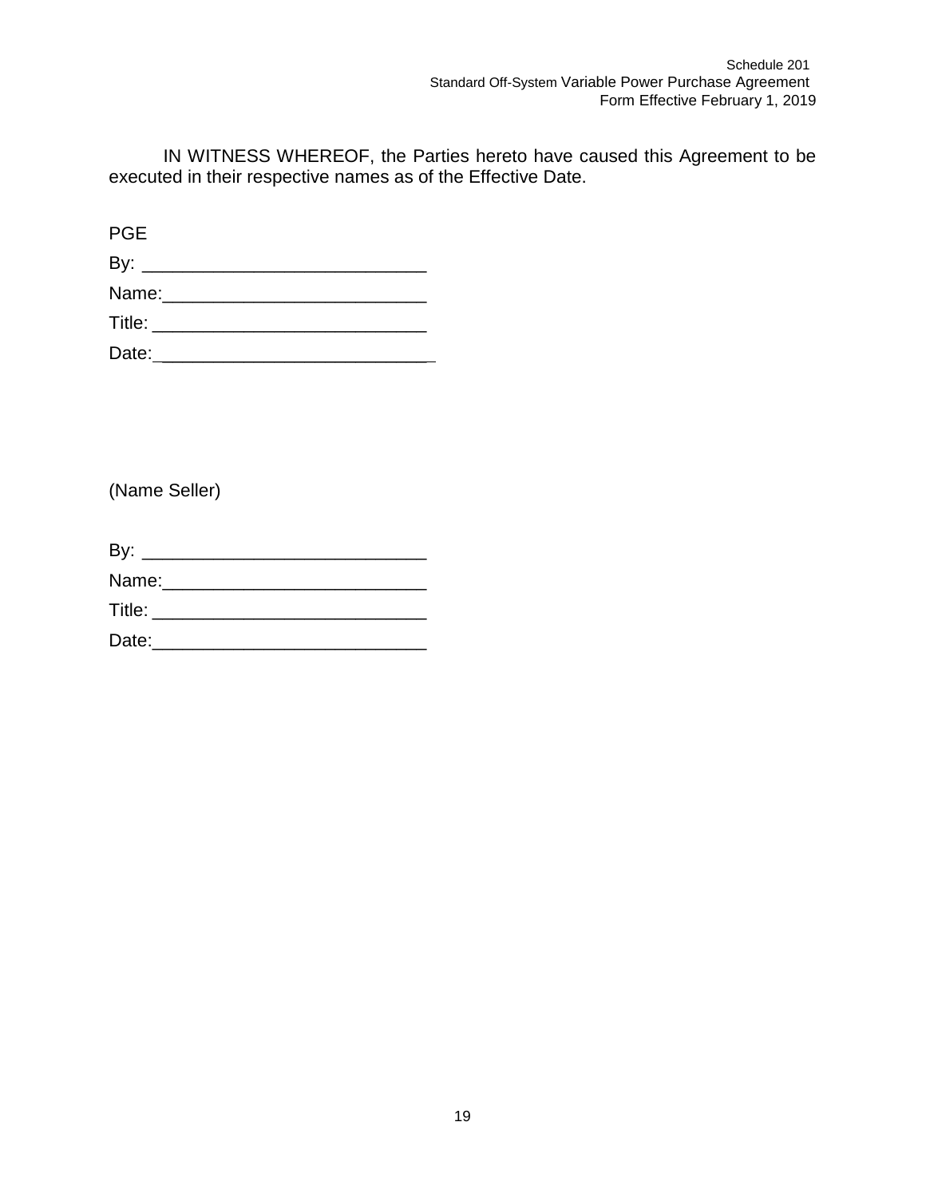IN WITNESS WHEREOF, the Parties hereto have caused this Agreement to be executed in their respective names as of the Effective Date.

PGE

By: ___________________________

Name:_________________________

Title: __________________________

Date:___________________________

(Name Seller)

By: ___________________________

Name:_________________________

Title: __________________________

Date:__________________________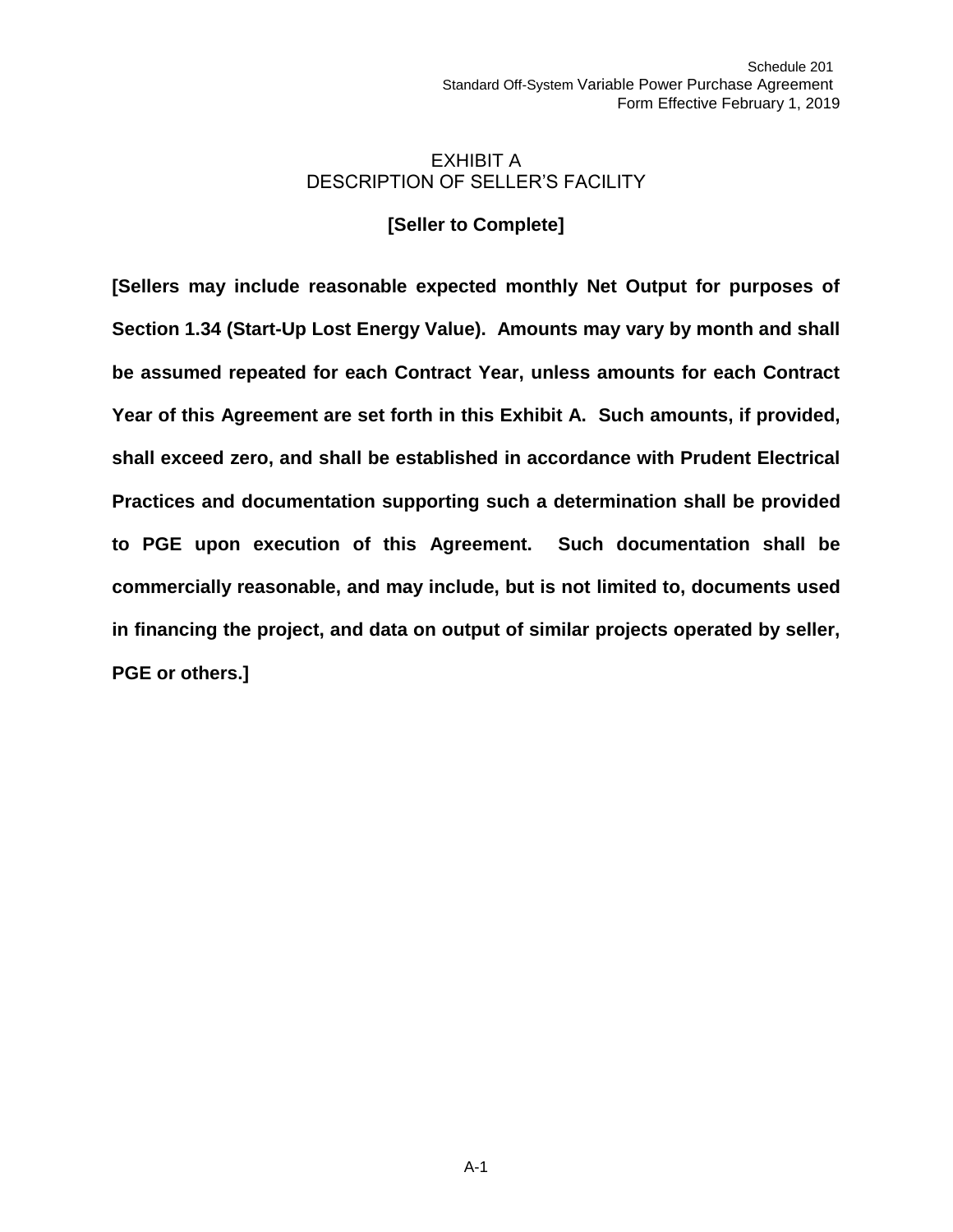# EXHIBIT A
# DESCRIPTION OF SELLER'S FACILITY

**[Seller to Complete]**

**[Sellers may include reasonable expected monthly Net Output for purposes of Section 1.34 (Start-Up Lost Energy Value). Amounts may vary by month and shall be assumed repeated for each Contract Year, unless amounts for each Contract Year of this Agreement are set forth in this Exhibit A. Such amounts, if provided, shall exceed zero, and shall be established in accordance with Prudent Electrical Practices and documentation supporting such a determination shall be provided to PGE upon execution of this Agreement. Such documentation shall be commercially reasonable, and may include, but is not limited to, documents used in financing the project, and data on output of similar projects operated by seller, PGE or others.]**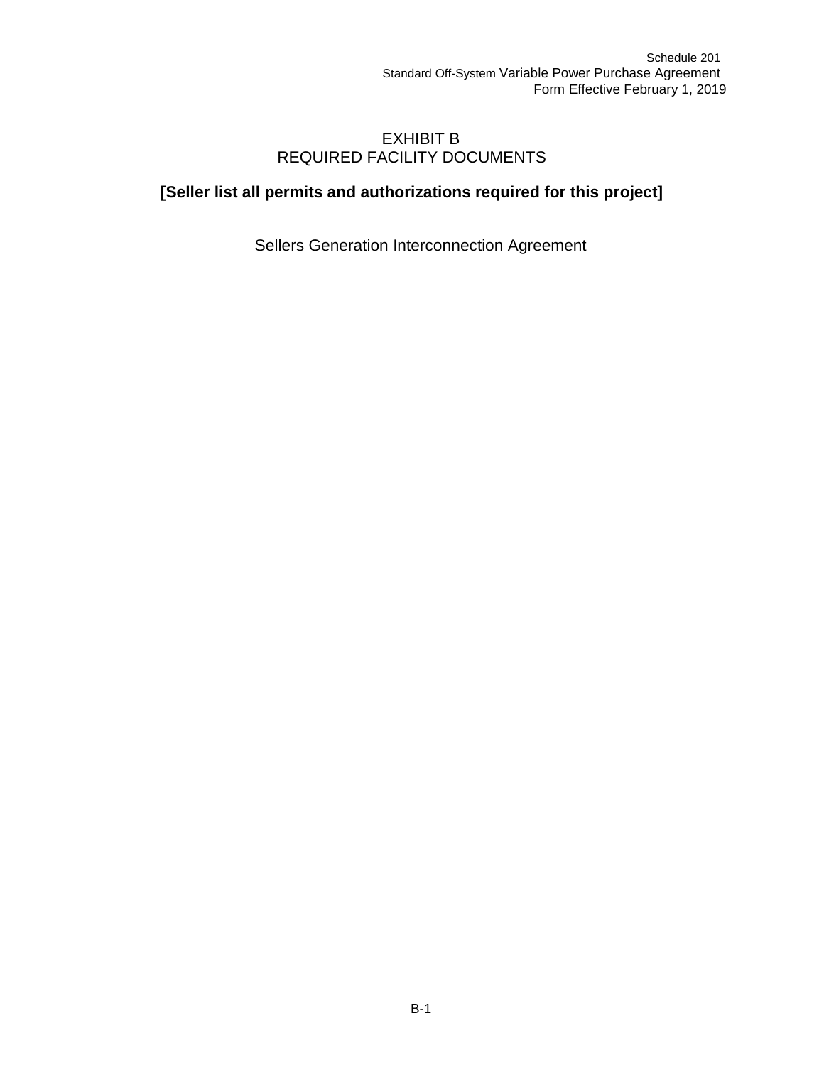# EXHIBIT B
# REQUIRED FACILITY DOCUMENTS

**[Seller list all permits and authorizations required for this project]**

Sellers Generation Interconnection Agreement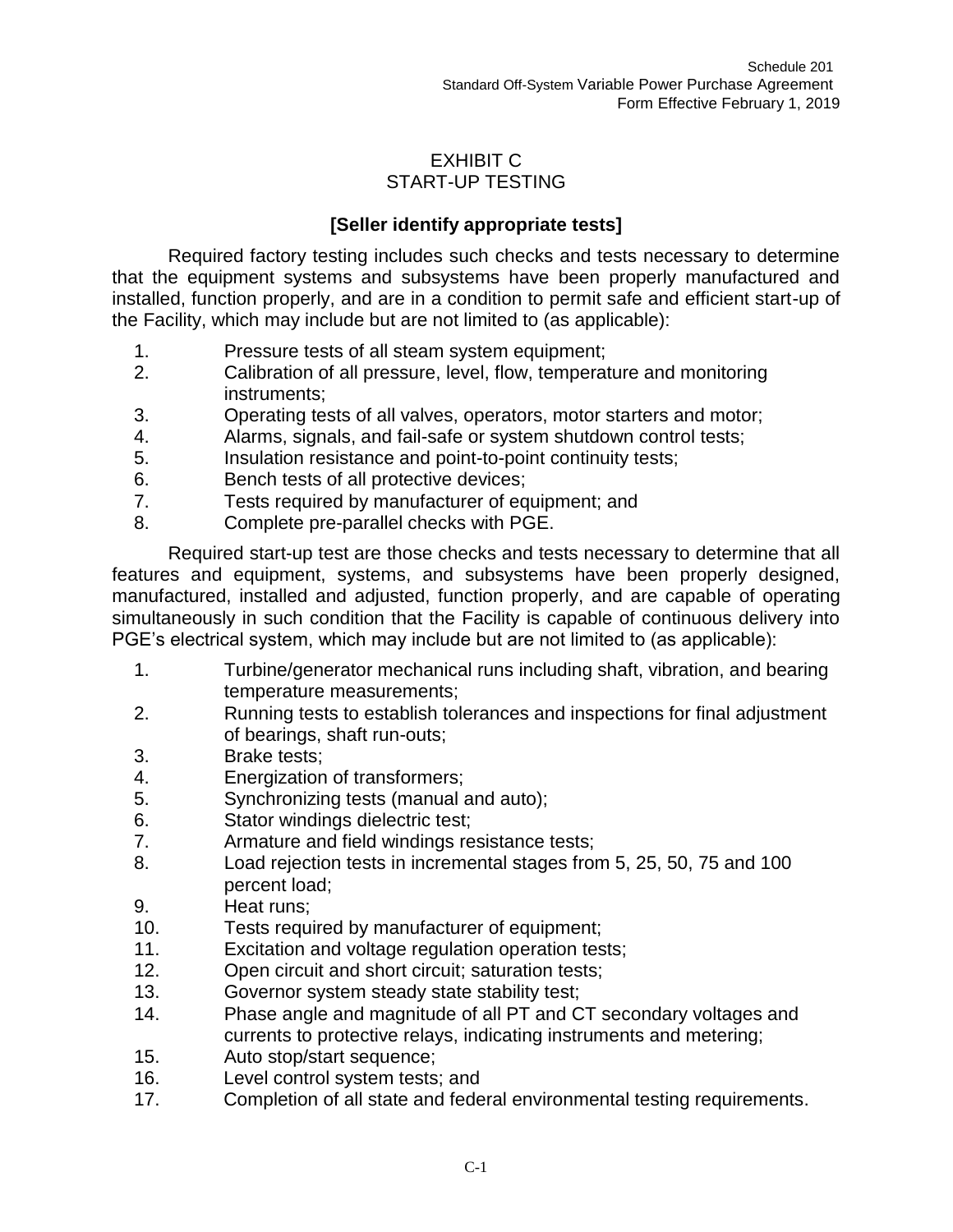# EXHIBIT C
# START-UP TESTING

**[Seller identify appropriate tests]**

Required factory testing includes such checks and tests necessary to determine that the equipment systems and subsystems have been properly manufactured and installed, function properly, and are in a condition to permit safe and efficient start-up of the Facility, which may include but are not limited to (as applicable):

1. Pressure tests of all steam system equipment;
2. Calibration of all pressure, level, flow, temperature and monitoring instruments;
3. Operating tests of all valves, operators, motor starters and motor;
4. Alarms, signals, and fail-safe or system shutdown control tests;
5. Insulation resistance and point-to-point continuity tests;
6. Bench tests of all protective devices;
7. Tests required by manufacturer of equipment; and
8. Complete pre-parallel checks with PGE.

Required start-up test are those checks and tests necessary to determine that all features and equipment, systems, and subsystems have been properly designed, manufactured, installed and adjusted, function properly, and are capable of operating simultaneously in such condition that the Facility is capable of continuous delivery into PGE's electrical system, which may include but are not limited to (as applicable):

1. Turbine/generator mechanical runs including shaft, vibration, and bearing temperature measurements;
2. Running tests to establish tolerances and inspections for final adjustment of bearings, shaft run-outs;
3. Brake tests;
4. Energization of transformers;
5. Synchronizing tests (manual and auto);
6. Stator windings dielectric test;
7. Armature and field windings resistance tests;
8. Load rejection tests in incremental stages from 5, 25, 50, 75 and 100 percent load;
9. Heat runs;
10. Tests required by manufacturer of equipment;
11. Excitation and voltage regulation operation tests;
12. Open circuit and short circuit; saturation tests;
13. Governor system steady state stability test;
14. Phase angle and magnitude of all PT and CT secondary voltages and currents to protective relays, indicating instruments and metering;
15. Auto stop/start sequence;
16. Level control system tests; and
17. Completion of all state and federal environmental testing requirements.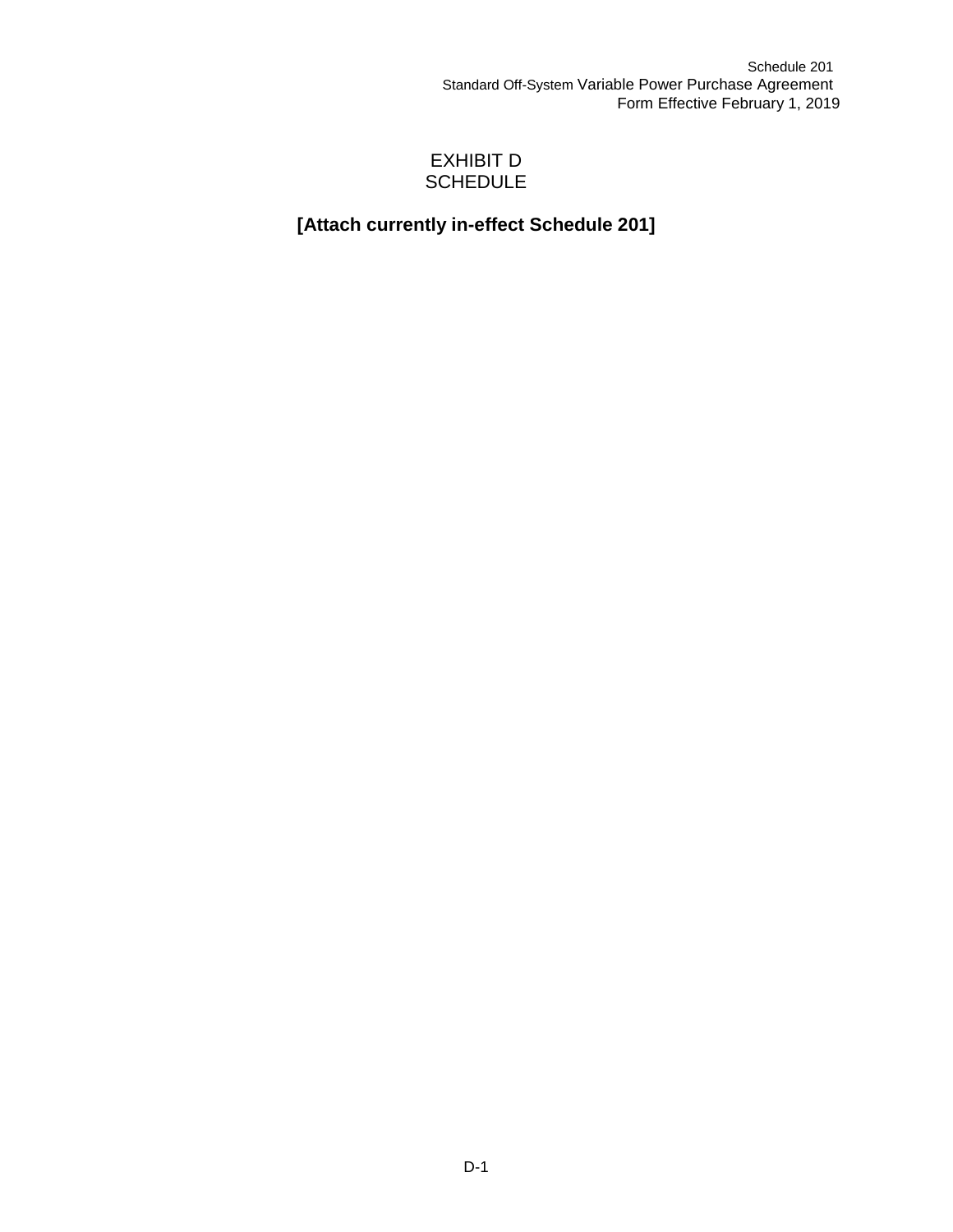# EXHIBIT D
# SCHEDULE

**[Attach currently in-effect Schedule 201]**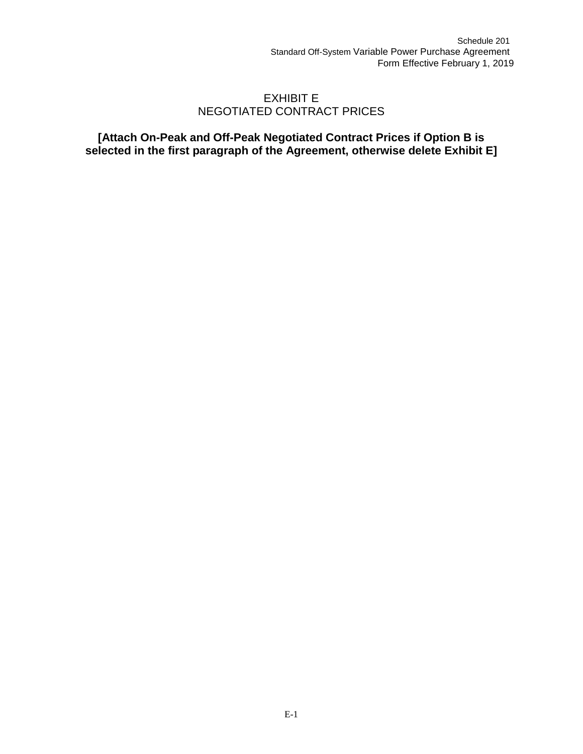# EXHIBIT E
## NEGOTIATED CONTRACT PRICES

**[Attach On-Peak and Off-Peak Negotiated Contract Prices if Option B is selected in the first paragraph of the Agreement, otherwise delete Exhibit E]**